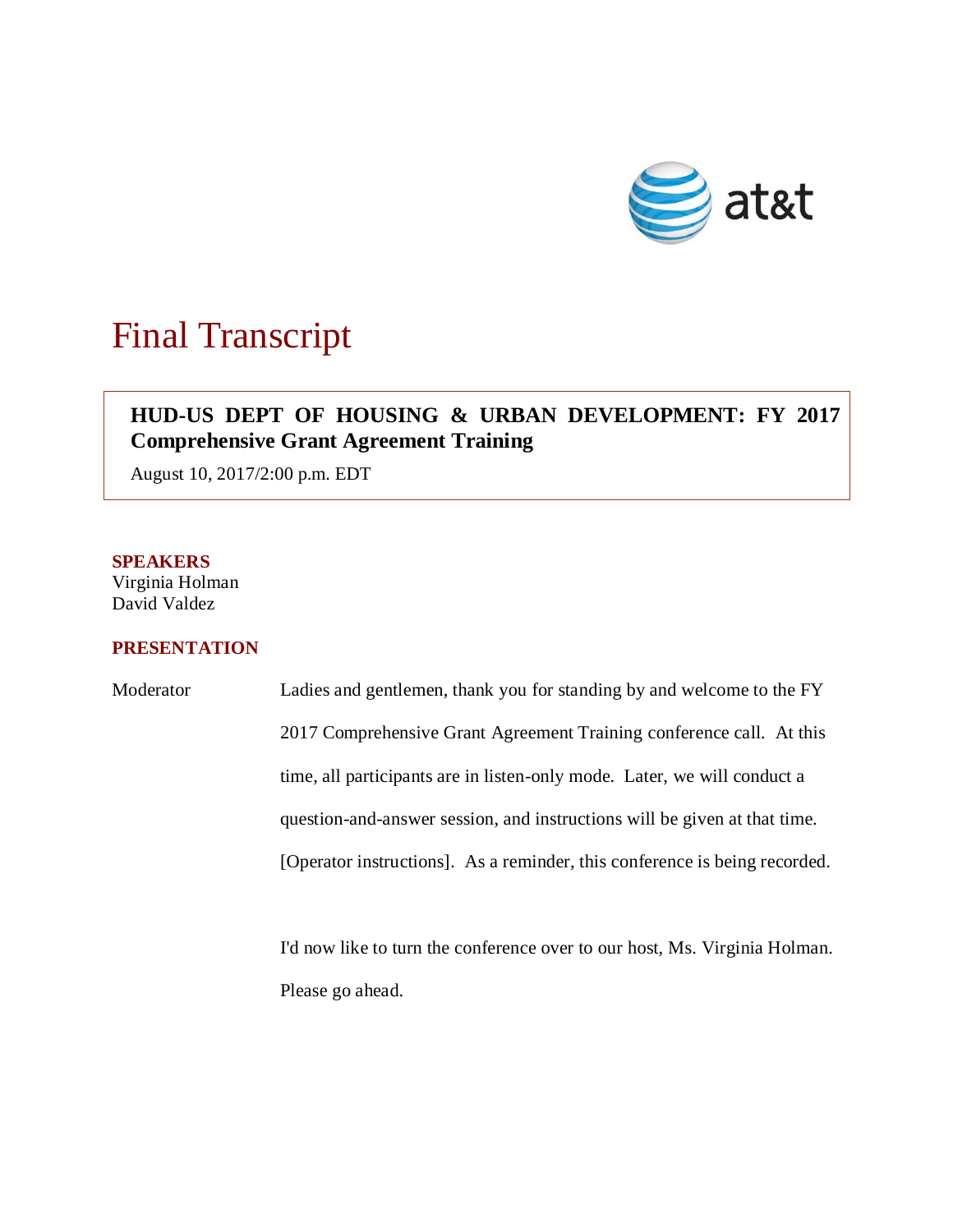# Final Transcript

**HUD-US DEPT OF HOUSING & URBAN DEVELOPMENT: FY 2017 Comprehensive Grant Agreement Training**

August 10, 2017/2:00 p.m. EDT

**SPEAKERS**

Virginia Holman
David Valdez

**PRESENTATION**

Moderator: Ladies and gentlemen, thank you for standing by and welcome to the FY 2017 Comprehensive Grant Agreement Training conference call. At this time, all participants are in listen-only mode. Later, we will conduct a question-and-answer session, and instructions will be given at that time. [Operator instructions]. As a reminder, this conference is being recorded.

I'd now like to turn the conference over to our host, Ms. Virginia Holman. Please go ahead.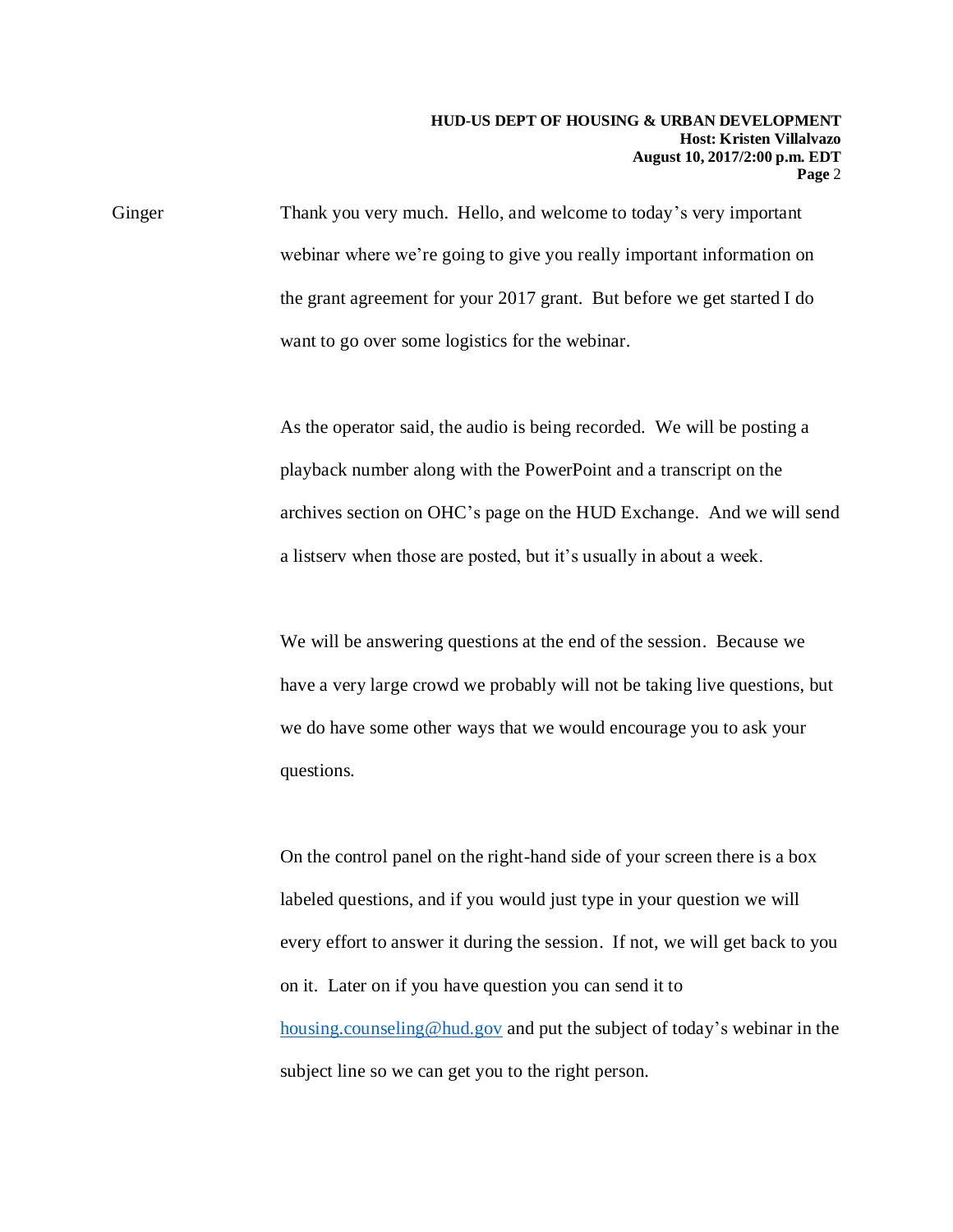Ginger Thank you very much. Hello, and welcome to today's very important webinar where we're going to give you really important information on the grant agreement for your 2017 grant. But before we get started I do want to go over some logistics for the webinar.

As the operator said, the audio is being recorded. We will be posting a playback number along with the PowerPoint and a transcript on the archives section on OHC's page on the HUD Exchange. And we will send a listserv when those are posted, but it's usually in about a week.

We will be answering questions at the end of the session. Because we have a very large crowd we probably will not be taking live questions, but we do have some other ways that we would encourage you to ask your questions.

On the control panel on the right-hand side of your screen there is a box labeled questions, and if you would just type in your question we will every effort to answer it during the session. If not, we will get back to you on it. Later on if you have question you can send it to housing.counseling@hud.gov and put the subject of today's webinar in the subject line so we can get you to the right person.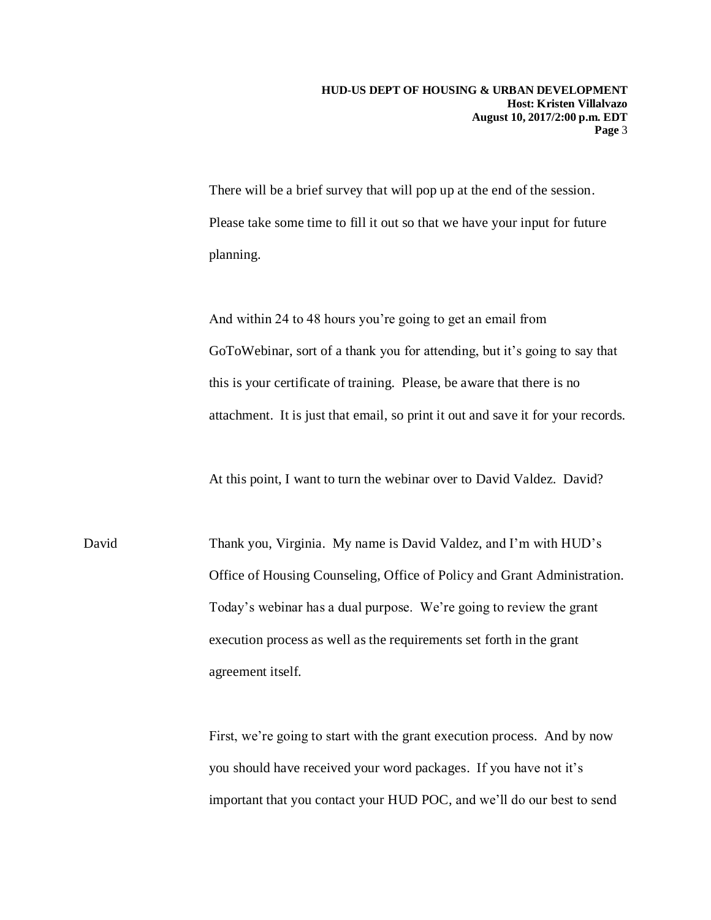There will be a brief survey that will pop up at the end of the session. Please take some time to fill it out so that we have your input for future planning.

And within 24 to 48 hours you're going to get an email from GoToWebinar, sort of a thank you for attending, but it's going to say that this is your certificate of training. Please, be aware that there is no attachment. It is just that email, so print it out and save it for your records.

At this point, I want to turn the webinar over to David Valdez. David?

David: Thank you, Virginia. My name is David Valdez, and I'm with HUD's Office of Housing Counseling, Office of Policy and Grant Administration. Today's webinar has a dual purpose. We're going to review the grant execution process as well as the requirements set forth in the grant agreement itself.

First, we're going to start with the grant execution process. And by now you should have received your word packages. If you have not it's important that you contact your HUD POC, and we'll do our best to send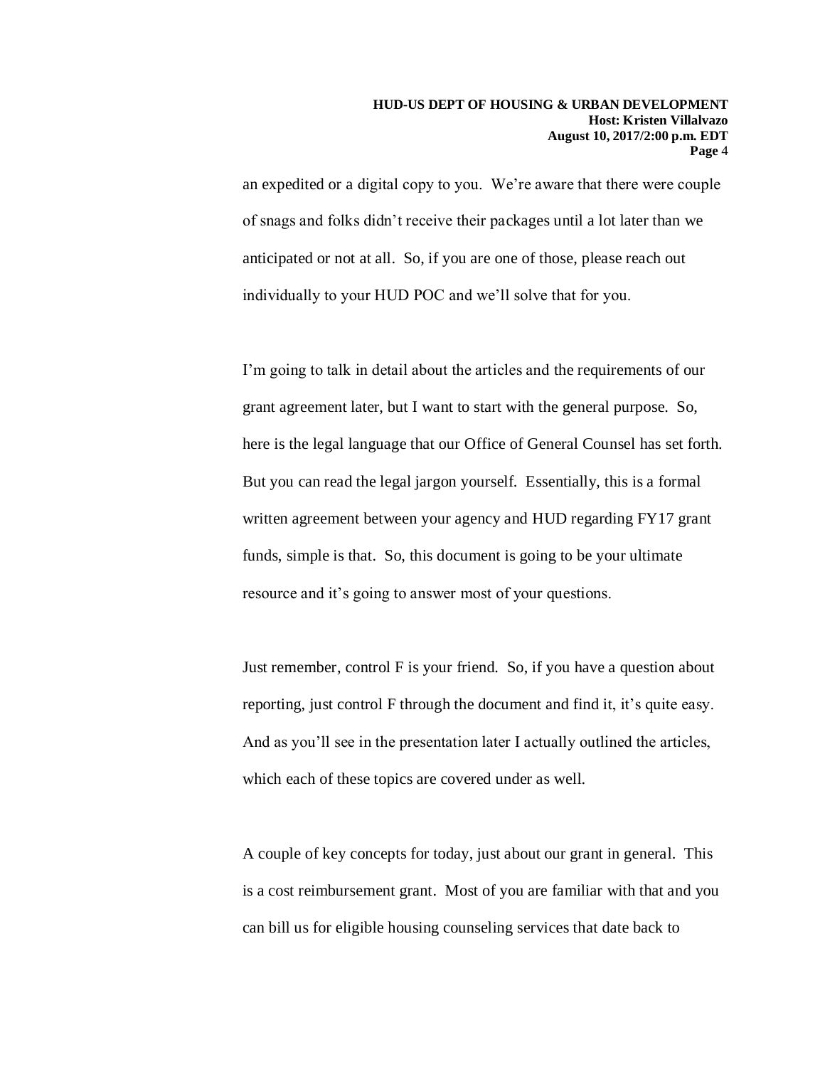an expedited or a digital copy to you. We're aware that there were couple of snags and folks didn't receive their packages until a lot later than we anticipated or not at all. So, if you are one of those, please reach out individually to your HUD POC and we'll solve that for you.

I'm going to talk in detail about the articles and the requirements of our grant agreement later, but I want to start with the general purpose. So, here is the legal language that our Office of General Counsel has set forth. But you can read the legal jargon yourself. Essentially, this is a formal written agreement between your agency and HUD regarding FY17 grant funds, simple is that. So, this document is going to be your ultimate resource and it's going to answer most of your questions.

Just remember, control F is your friend. So, if you have a question about reporting, just control F through the document and find it, it's quite easy. And as you'll see in the presentation later I actually outlined the articles, which each of these topics are covered under as well.

A couple of key concepts for today, just about our grant in general. This is a cost reimbursement grant. Most of you are familiar with that and you can bill us for eligible housing counseling services that date back to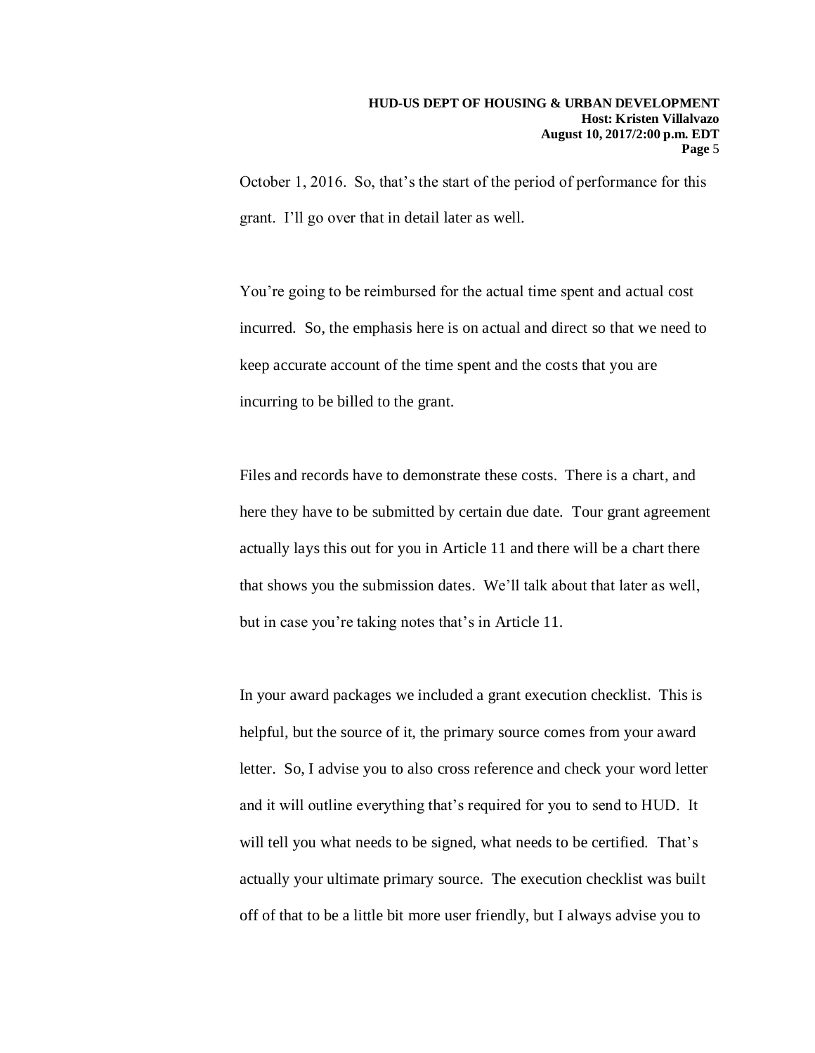October 1, 2016. So, that's the start of the period of performance for this grant. I'll go over that in detail later as well.

You're going to be reimbursed for the actual time spent and actual cost incurred. So, the emphasis here is on actual and direct so that we need to keep accurate account of the time spent and the costs that you are incurring to be billed to the grant.

Files and records have to demonstrate these costs. There is a chart, and here they have to be submitted by certain due date. Tour grant agreement actually lays this out for you in Article 11 and there will be a chart there that shows you the submission dates. We'll talk about that later as well, but in case you're taking notes that's in Article 11.

In your award packages we included a grant execution checklist. This is helpful, but the source of it, the primary source comes from your award letter. So, I advise you to also cross reference and check your word letter and it will outline everything that's required for you to send to HUD. It will tell you what needs to be signed, what needs to be certified. That's actually your ultimate primary source. The execution checklist was built off of that to be a little bit more user friendly, but I always advise you to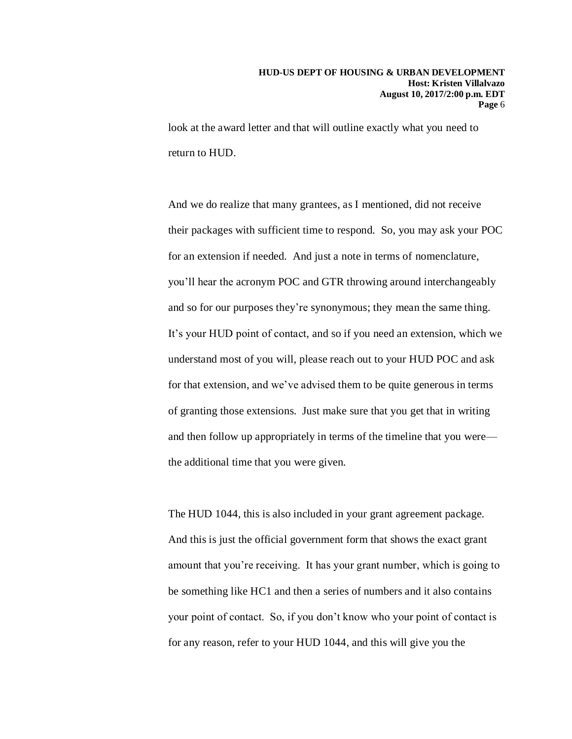look at the award letter and that will outline exactly what you need to return to HUD.

And we do realize that many grantees, as I mentioned, did not receive their packages with sufficient time to respond. So, you may ask your POC for an extension if needed. And just a note in terms of nomenclature, you'll hear the acronym POC and GTR throwing around interchangeably and so for our purposes they're synonymous; they mean the same thing. It's your HUD point of contact, and so if you need an extension, which we understand most of you will, please reach out to your HUD POC and ask for that extension, and we've advised them to be quite generous in terms of granting those extensions. Just make sure that you get that in writing and then follow up appropriately in terms of the timeline that you were—the additional time that you were given.

The HUD 1044, this is also included in your grant agreement package. And this is just the official government form that shows the exact grant amount that you're receiving. It has your grant number, which is going to be something like HC1 and then a series of numbers and it also contains your point of contact. So, if you don't know who your point of contact is for any reason, refer to your HUD 1044, and this will give you the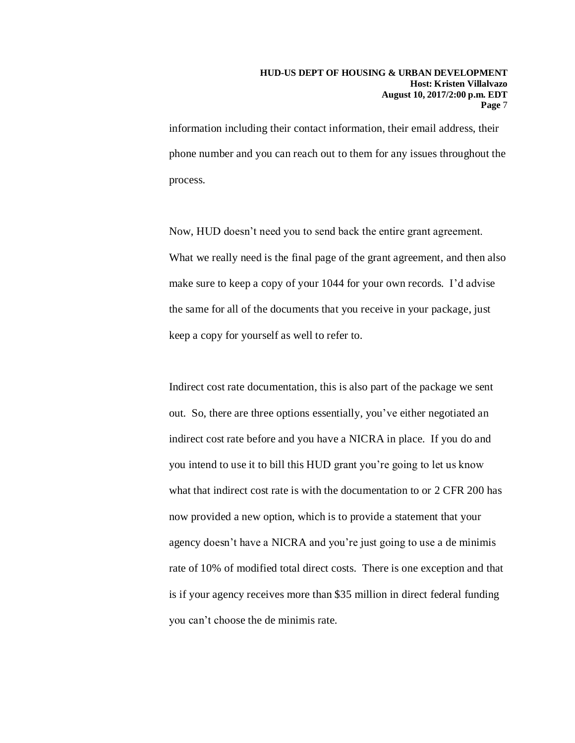information including their contact information, their email address, their phone number and you can reach out to them for any issues throughout the process.

Now, HUD doesn't need you to send back the entire grant agreement. What we really need is the final page of the grant agreement, and then also make sure to keep a copy of your 1044 for your own records. I'd advise the same for all of the documents that you receive in your package, just keep a copy for yourself as well to refer to.

Indirect cost rate documentation, this is also part of the package we sent out. So, there are three options essentially, you've either negotiated an indirect cost rate before and you have a NICRA in place. If you do and you intend to use it to bill this HUD grant you're going to let us know what that indirect cost rate is with the documentation to or 2 CFR 200 has now provided a new option, which is to provide a statement that your agency doesn't have a NICRA and you're just going to use a de minimis rate of 10% of modified total direct costs. There is one exception and that is if your agency receives more than $35 million in direct federal funding you can't choose the de minimis rate.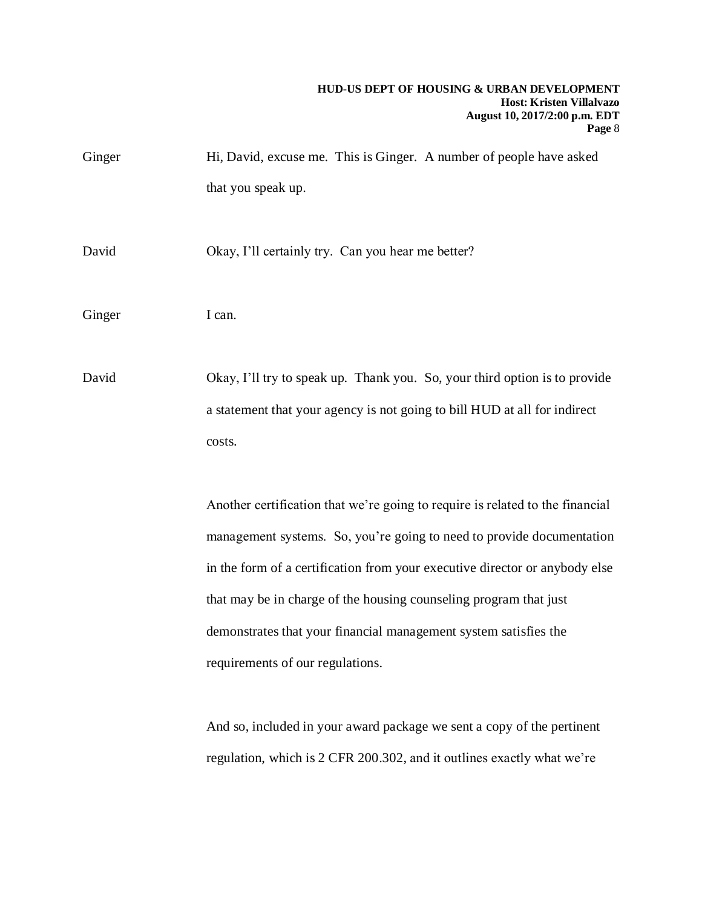Ginger Hi, David, excuse me. This is Ginger. A number of people have asked that you speak up.

David Okay, I'll certainly try. Can you hear me better?

Ginger I can.

David Okay, I'll try to speak up. Thank you. So, your third option is to provide a statement that your agency is not going to bill HUD at all for indirect costs.

Another certification that we're going to require is related to the financial management systems. So, you're going to need to provide documentation in the form of a certification from your executive director or anybody else that may be in charge of the housing counseling program that just demonstrates that your financial management system satisfies the requirements of our regulations.

And so, included in your award package we sent a copy of the pertinent regulation, which is 2 CFR 200.302, and it outlines exactly what we're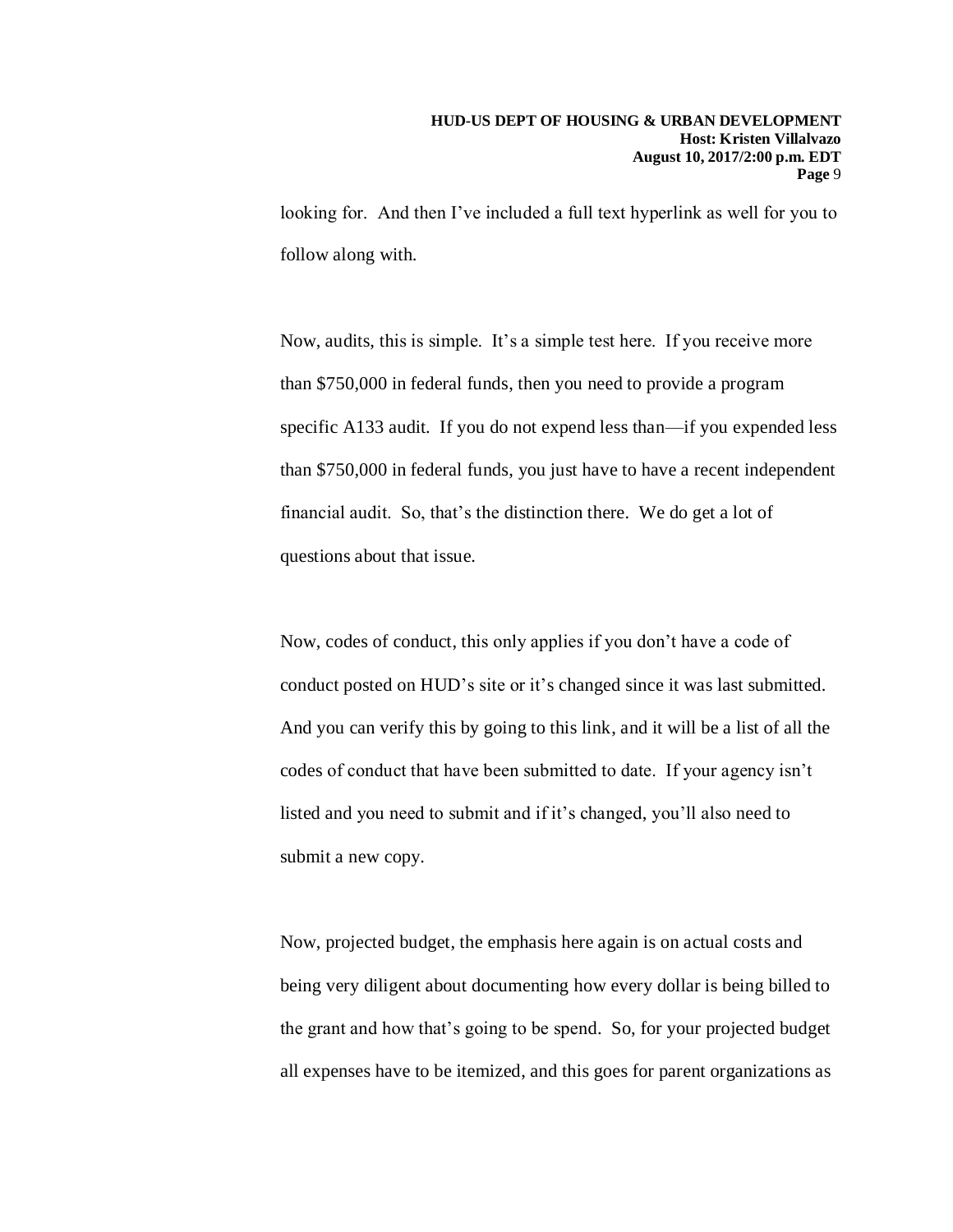looking for. And then I've included a full text hyperlink as well for you to follow along with.

Now, audits, this is simple. It's a simple test here. If you receive more than $750,000 in federal funds, then you need to provide a program specific A133 audit. If you do not expend less than—if you expended less than $750,000 in federal funds, you just have to have a recent independent financial audit. So, that's the distinction there. We do get a lot of questions about that issue.

Now, codes of conduct, this only applies if you don't have a code of conduct posted on HUD's site or it's changed since it was last submitted. And you can verify this by going to this link, and it will be a list of all the codes of conduct that have been submitted to date. If your agency isn't listed and you need to submit and if it's changed, you'll also need to submit a new copy.

Now, projected budget, the emphasis here again is on actual costs and being very diligent about documenting how every dollar is being billed to the grant and how that's going to be spend. So, for your projected budget all expenses have to be itemized, and this goes for parent organizations as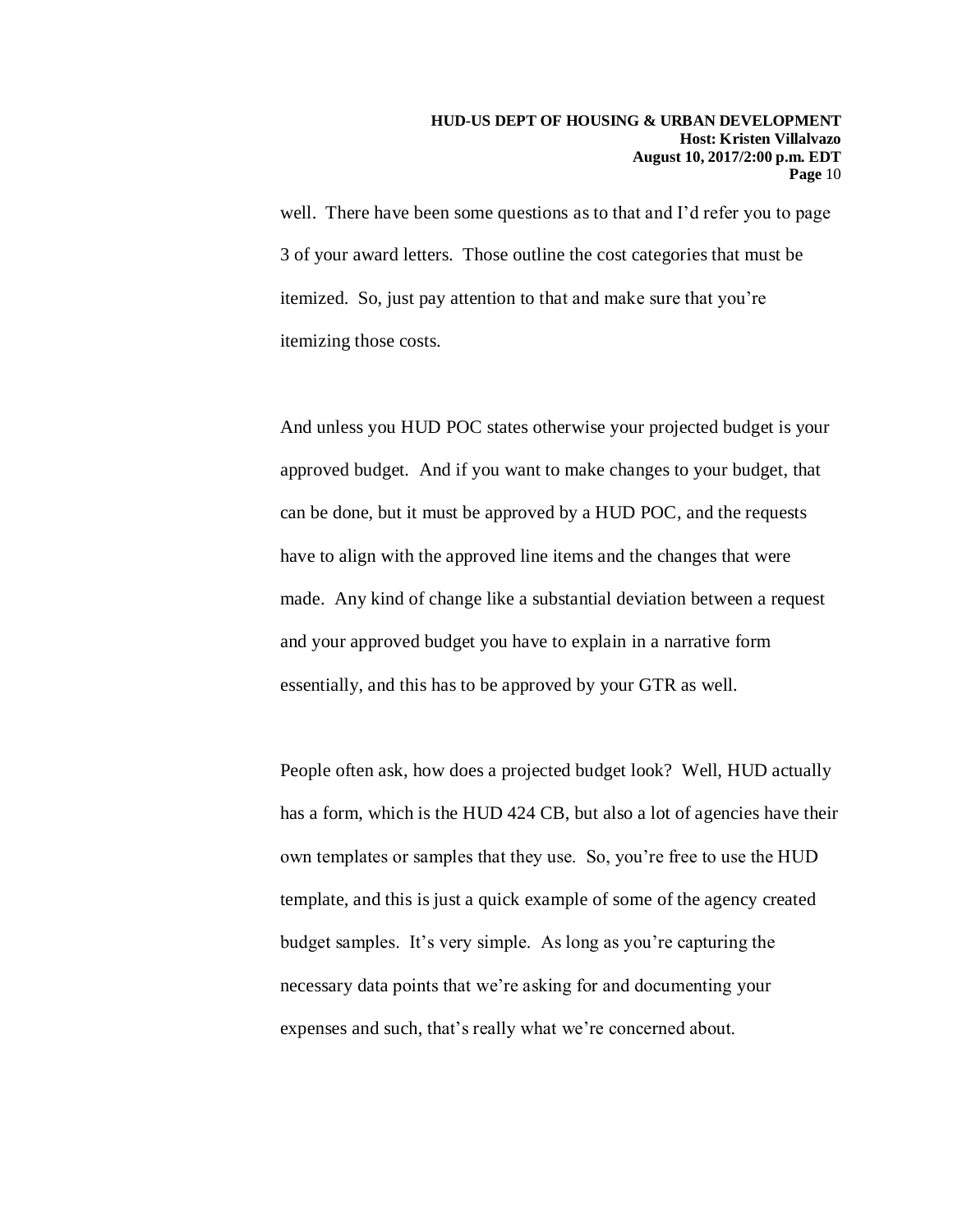well. There have been some questions as to that and I'd refer you to page 3 of your award letters. Those outline the cost categories that must be itemized. So, just pay attention to that and make sure that you're itemizing those costs.

And unless you HUD POC states otherwise your projected budget is your approved budget. And if you want to make changes to your budget, that can be done, but it must be approved by a HUD POC, and the requests have to align with the approved line items and the changes that were made. Any kind of change like a substantial deviation between a request and your approved budget you have to explain in a narrative form essentially, and this has to be approved by your GTR as well.

People often ask, how does a projected budget look? Well, HUD actually has a form, which is the HUD 424 CB, but also a lot of agencies have their own templates or samples that they use. So, you're free to use the HUD template, and this is just a quick example of some of the agency created budget samples. It's very simple. As long as you're capturing the necessary data points that we're asking for and documenting your expenses and such, that's really what we're concerned about.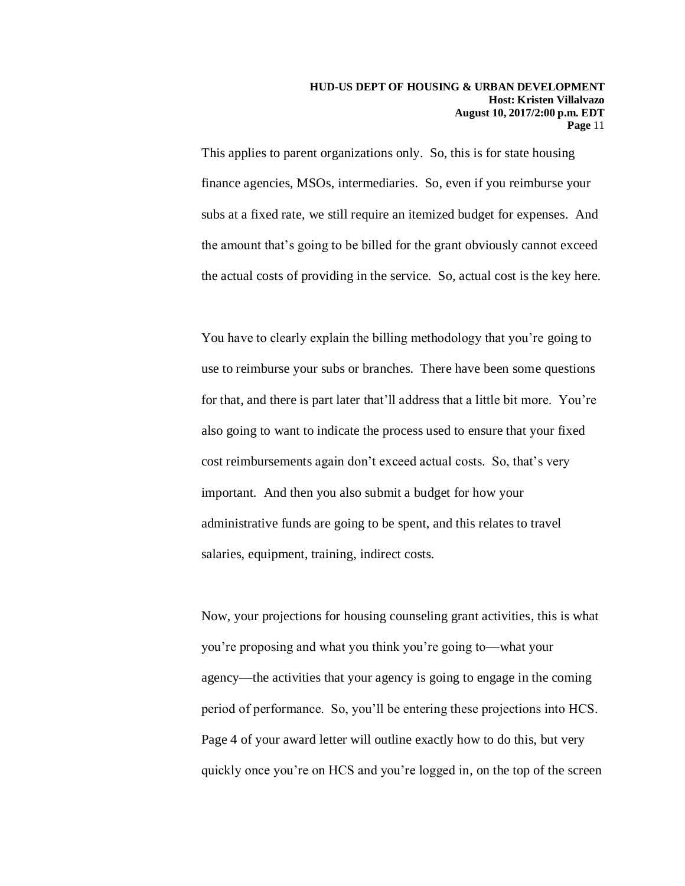This applies to parent organizations only. So, this is for state housing finance agencies, MSOs, intermediaries. So, even if you reimburse your subs at a fixed rate, we still require an itemized budget for expenses. And the amount that's going to be billed for the grant obviously cannot exceed the actual costs of providing in the service. So, actual cost is the key here.

You have to clearly explain the billing methodology that you're going to use to reimburse your subs or branches. There have been some questions for that, and there is part later that'll address that a little bit more. You're also going to want to indicate the process used to ensure that your fixed cost reimbursements again don't exceed actual costs. So, that's very important. And then you also submit a budget for how your administrative funds are going to be spent, and this relates to travel salaries, equipment, training, indirect costs.

Now, your projections for housing counseling grant activities, this is what you're proposing and what you think you're going to—what your agency—the activities that your agency is going to engage in the coming period of performance. So, you'll be entering these projections into HCS. Page 4 of your award letter will outline exactly how to do this, but very quickly once you're on HCS and you're logged in, on the top of the screen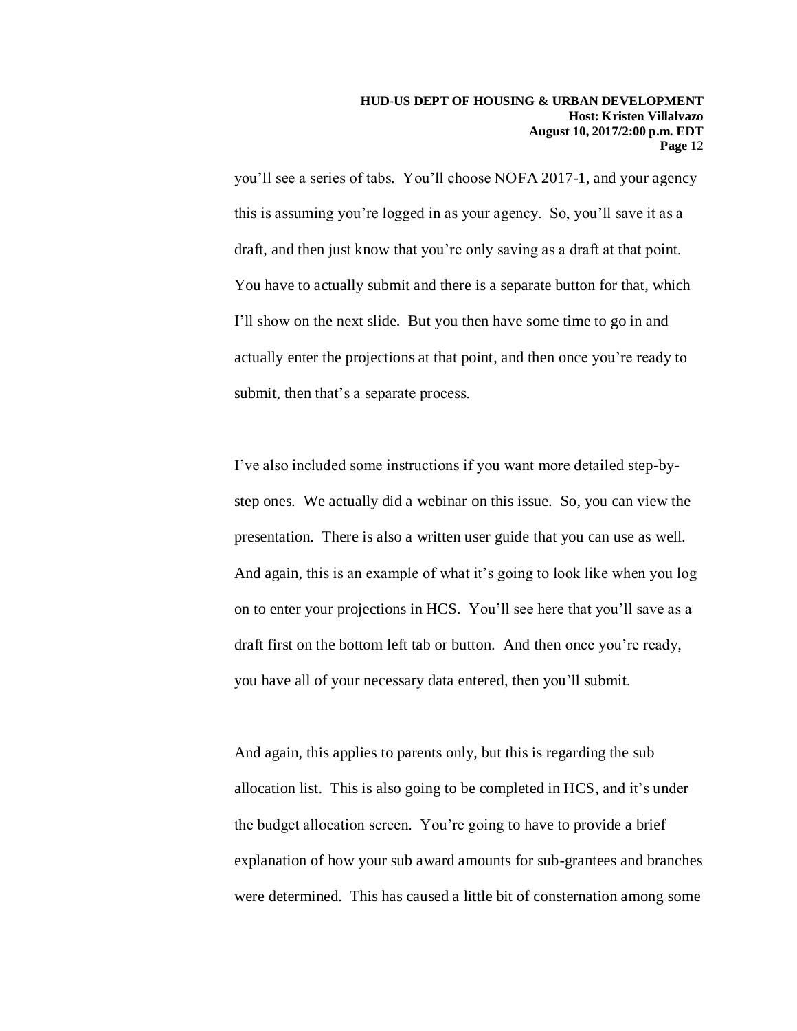you'll see a series of tabs. You'll choose NOFA 2017-1, and your agency this is assuming you're logged in as your agency. So, you'll save it as a draft, and then just know that you're only saving as a draft at that point. You have to actually submit and there is a separate button for that, which I'll show on the next slide. But you then have some time to go in and actually enter the projections at that point, and then once you're ready to submit, then that's a separate process.

I've also included some instructions if you want more detailed step-by-step ones. We actually did a webinar on this issue. So, you can view the presentation. There is also a written user guide that you can use as well. And again, this is an example of what it's going to look like when you log on to enter your projections in HCS. You'll see here that you'll save as a draft first on the bottom left tab or button. And then once you're ready, you have all of your necessary data entered, then you'll submit.

And again, this applies to parents only, but this is regarding the sub allocation list. This is also going to be completed in HCS, and it's under the budget allocation screen. You're going to have to provide a brief explanation of how your sub award amounts for sub-grantees and branches were determined. This has caused a little bit of consternation among some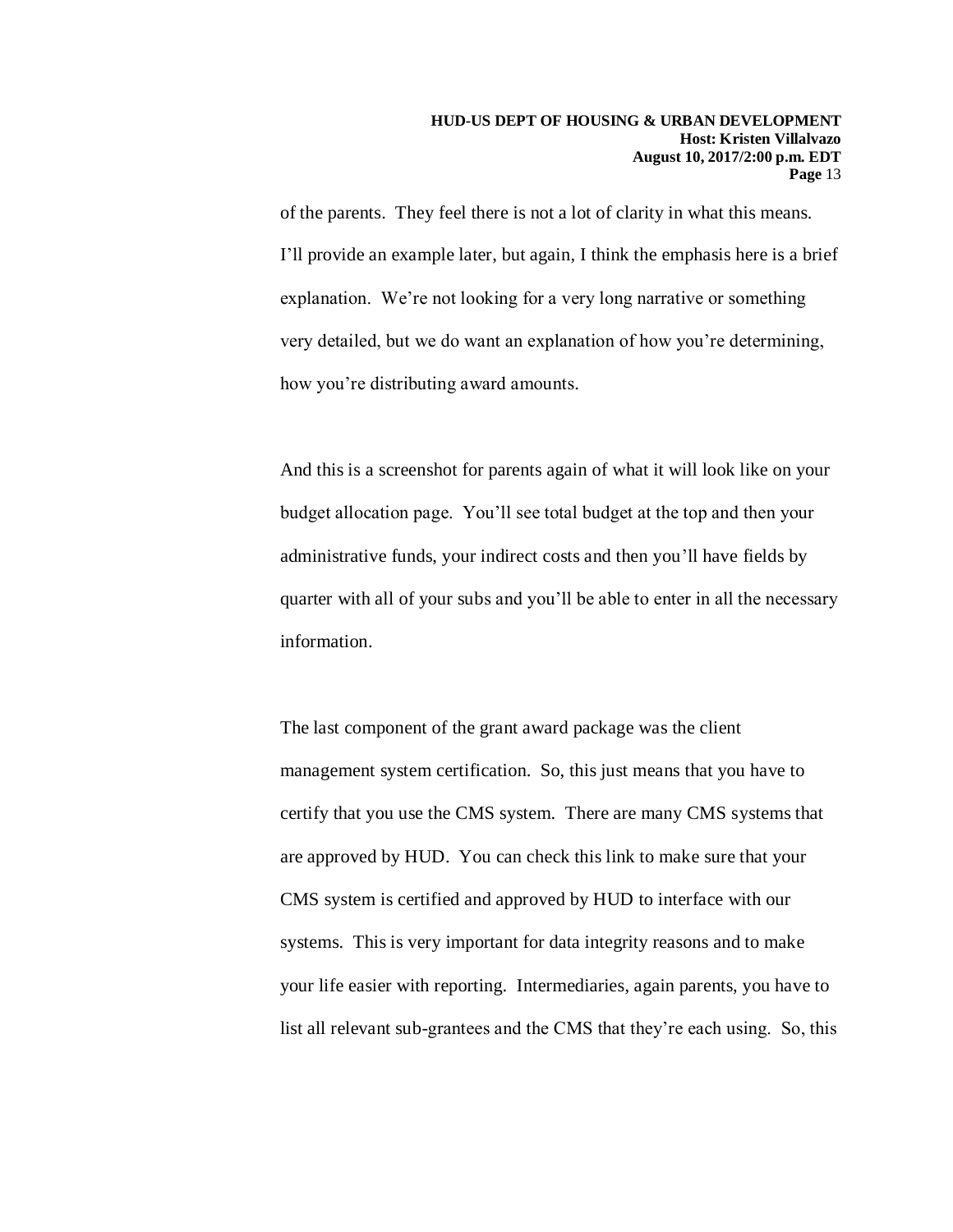of the parents. They feel there is not a lot of clarity in what this means. I'll provide an example later, but again, I think the emphasis here is a brief explanation. We're not looking for a very long narrative or something very detailed, but we do want an explanation of how you're determining, how you're distributing award amounts.

And this is a screenshot for parents again of what it will look like on your budget allocation page. You'll see total budget at the top and then your administrative funds, your indirect costs and then you'll have fields by quarter with all of your subs and you'll be able to enter in all the necessary information.

The last component of the grant award package was the client management system certification. So, this just means that you have to certify that you use the CMS system. There are many CMS systems that are approved by HUD. You can check this link to make sure that your CMS system is certified and approved by HUD to interface with our systems. This is very important for data integrity reasons and to make your life easier with reporting. Intermediaries, again parents, you have to list all relevant sub-grantees and the CMS that they're each using. So, this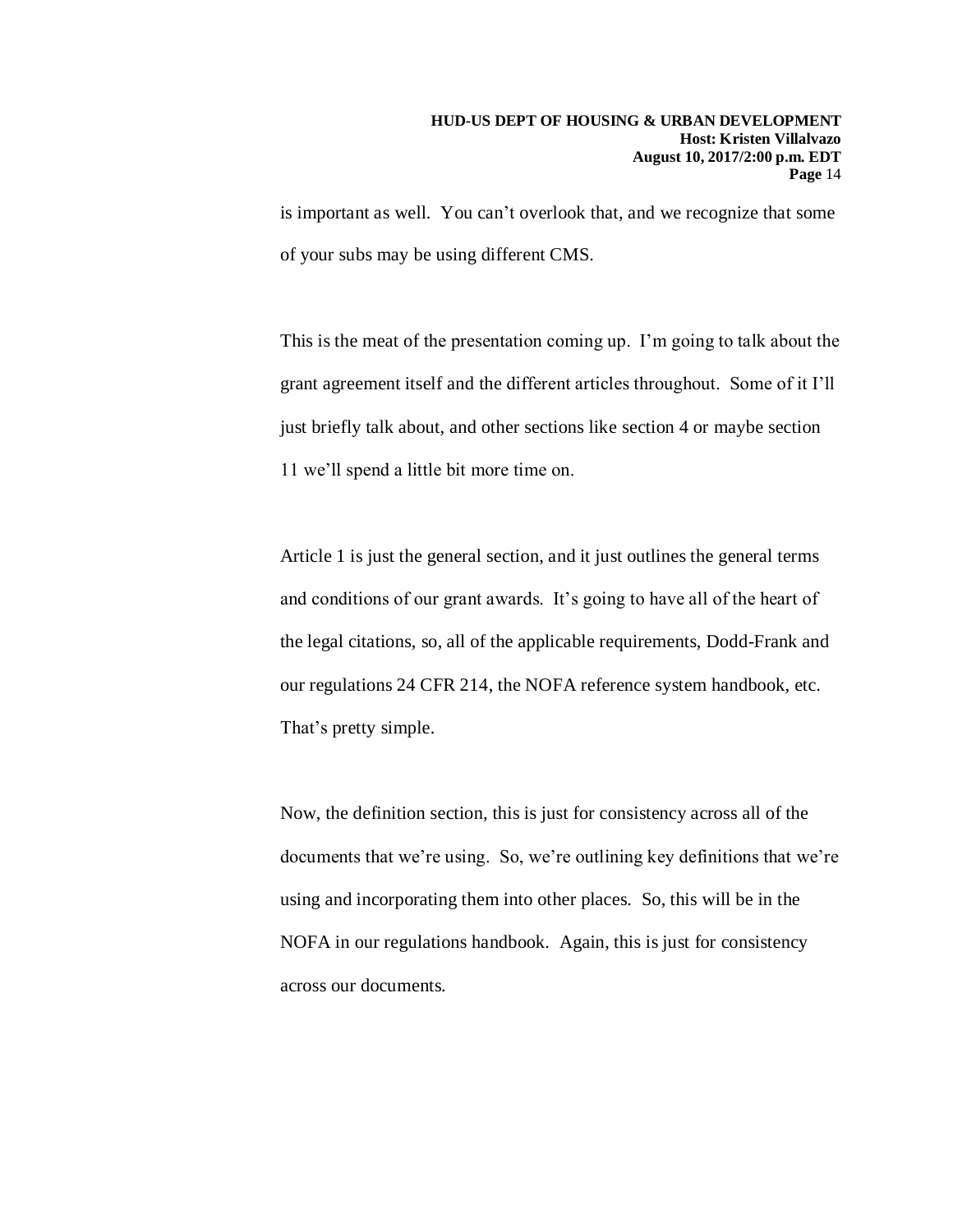is important as well. You can't overlook that, and we recognize that some of your subs may be using different CMS.

This is the meat of the presentation coming up. I'm going to talk about the grant agreement itself and the different articles throughout. Some of it I'll just briefly talk about, and other sections like section 4 or maybe section 11 we'll spend a little bit more time on.

Article 1 is just the general section, and it just outlines the general terms and conditions of our grant awards. It's going to have all of the heart of the legal citations, so, all of the applicable requirements, Dodd-Frank and our regulations 24 CFR 214, the NOFA reference system handbook, etc. That's pretty simple.

Now, the definition section, this is just for consistency across all of the documents that we're using. So, we're outlining key definitions that we're using and incorporating them into other places. So, this will be in the NOFA in our regulations handbook. Again, this is just for consistency across our documents.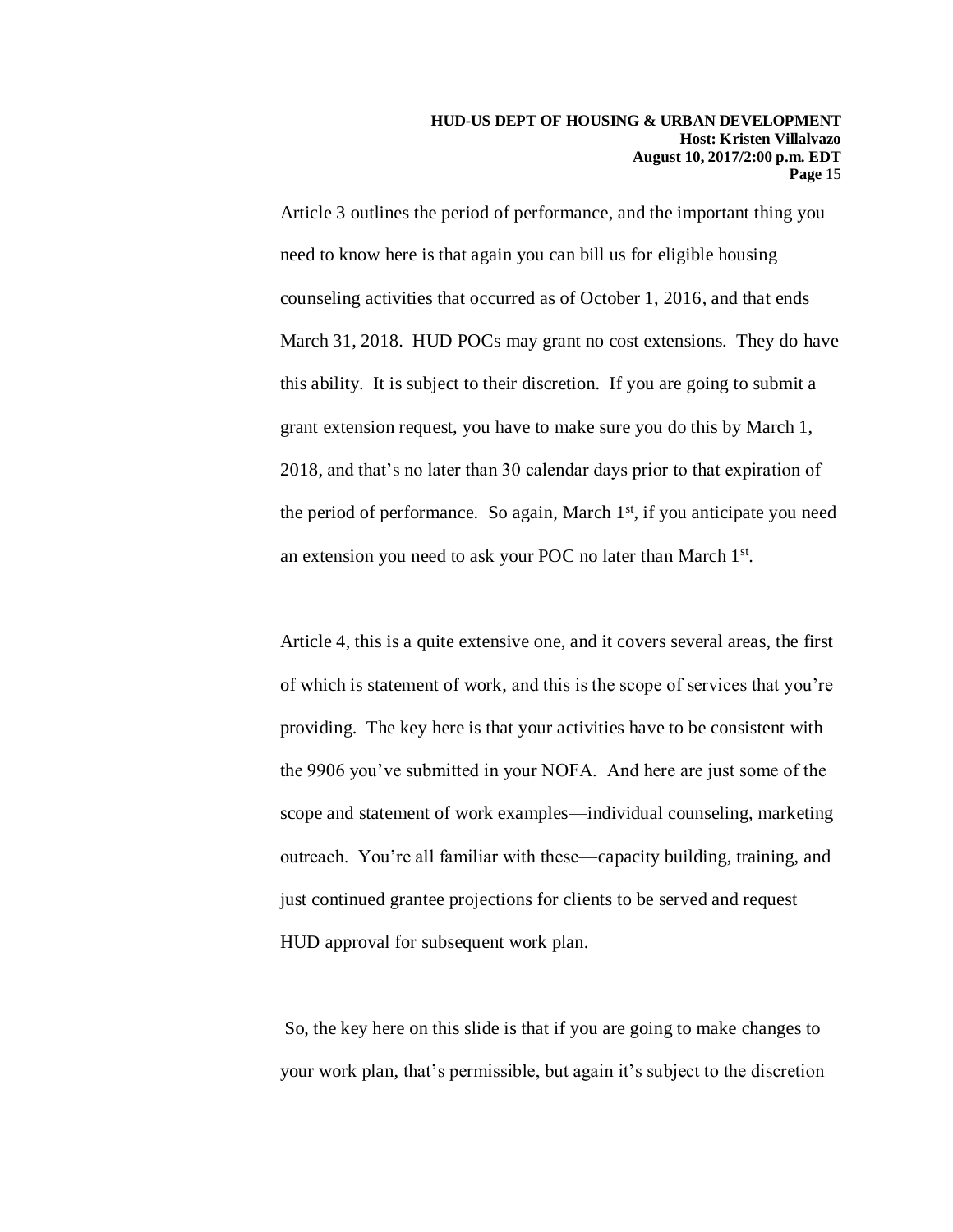Article 3 outlines the period of performance, and the important thing you need to know here is that again you can bill us for eligible housing counseling activities that occurred as of October 1, 2016, and that ends March 31, 2018. HUD POCs may grant no cost extensions. They do have this ability. It is subject to their discretion. If you are going to submit a grant extension request, you have to make sure you do this by March 1, 2018, and that's no later than 30 calendar days prior to that expiration of the period of performance. So again, March 1st, if you anticipate you need an extension you need to ask your POC no later than March 1st.

Article 4, this is a quite extensive one, and it covers several areas, the first of which is statement of work, and this is the scope of services that you're providing. The key here is that your activities have to be consistent with the 9906 you've submitted in your NOFA. And here are just some of the scope and statement of work examples—individual counseling, marketing outreach. You're all familiar with these—capacity building, training, and just continued grantee projections for clients to be served and request HUD approval for subsequent work plan.

So, the key here on this slide is that if you are going to make changes to your work plan, that's permissible, but again it's subject to the discretion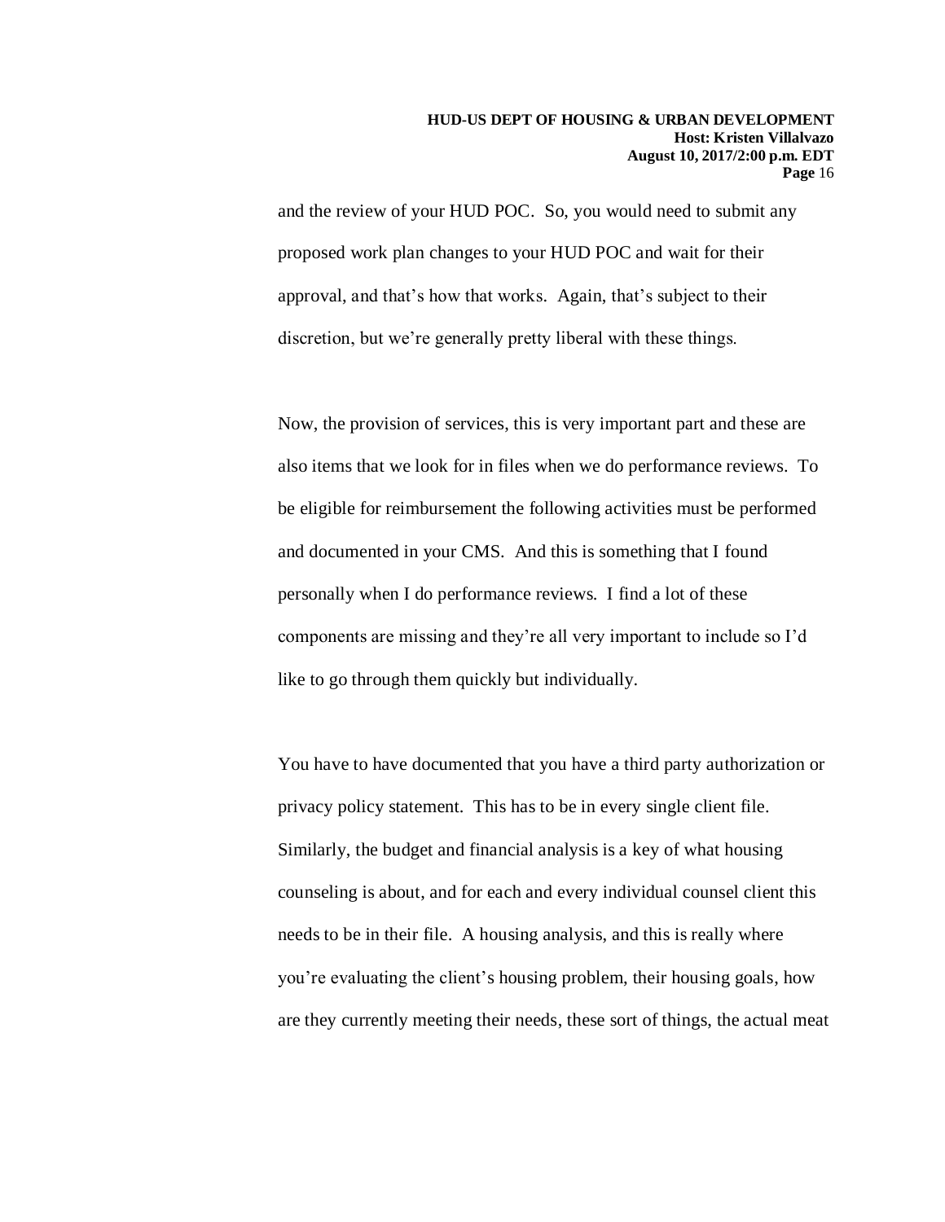and the review of your HUD POC. So, you would need to submit any proposed work plan changes to your HUD POC and wait for their approval, and that's how that works. Again, that's subject to their discretion, but we're generally pretty liberal with these things.

Now, the provision of services, this is very important part and these are also items that we look for in files when we do performance reviews. To be eligible for reimbursement the following activities must be performed and documented in your CMS. And this is something that I found personally when I do performance reviews. I find a lot of these components are missing and they're all very important to include so I'd like to go through them quickly but individually.

You have to have documented that you have a third party authorization or privacy policy statement. This has to be in every single client file. Similarly, the budget and financial analysis is a key of what housing counseling is about, and for each and every individual counsel client this needs to be in their file. A housing analysis, and this is really where you're evaluating the client's housing problem, their housing goals, how are they currently meeting their needs, these sort of things, the actual meat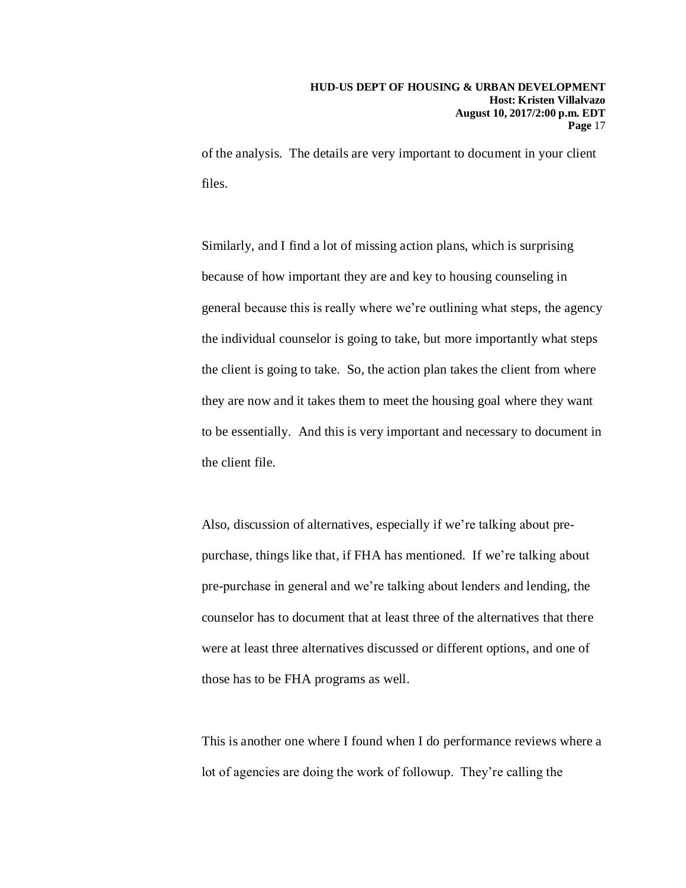of the analysis. The details are very important to document in your client files.

Similarly, and I find a lot of missing action plans, which is surprising because of how important they are and key to housing counseling in general because this is really where we're outlining what steps, the agency the individual counselor is going to take, but more importantly what steps the client is going to take. So, the action plan takes the client from where they are now and it takes them to meet the housing goal where they want to be essentially. And this is very important and necessary to document in the client file.

Also, discussion of alternatives, especially if we're talking about pre-purchase, things like that, if FHA has mentioned. If we're talking about pre-purchase in general and we're talking about lenders and lending, the counselor has to document that at least three of the alternatives that there were at least three alternatives discussed or different options, and one of those has to be FHA programs as well.

This is another one where I found when I do performance reviews where a lot of agencies are doing the work of followup. They're calling the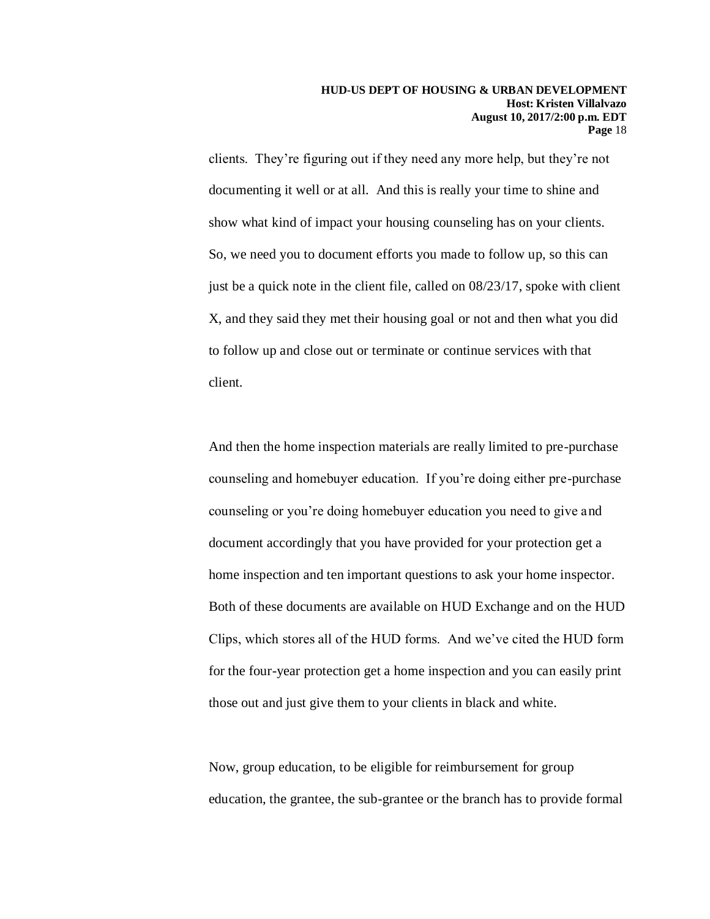clients. They're figuring out if they need any more help, but they're not documenting it well or at all. And this is really your time to shine and show what kind of impact your housing counseling has on your clients. So, we need you to document efforts you made to follow up, so this can just be a quick note in the client file, called on 08/23/17, spoke with client X, and they said they met their housing goal or not and then what you did to follow up and close out or terminate or continue services with that client.

And then the home inspection materials are really limited to pre-purchase counseling and homebuyer education. If you're doing either pre-purchase counseling or you're doing homebuyer education you need to give and document accordingly that you have provided for your protection get a home inspection and ten important questions to ask your home inspector. Both of these documents are available on HUD Exchange and on the HUD Clips, which stores all of the HUD forms. And we've cited the HUD form for the four-year protection get a home inspection and you can easily print those out and just give them to your clients in black and white.

Now, group education, to be eligible for reimbursement for group education, the grantee, the sub-grantee or the branch has to provide formal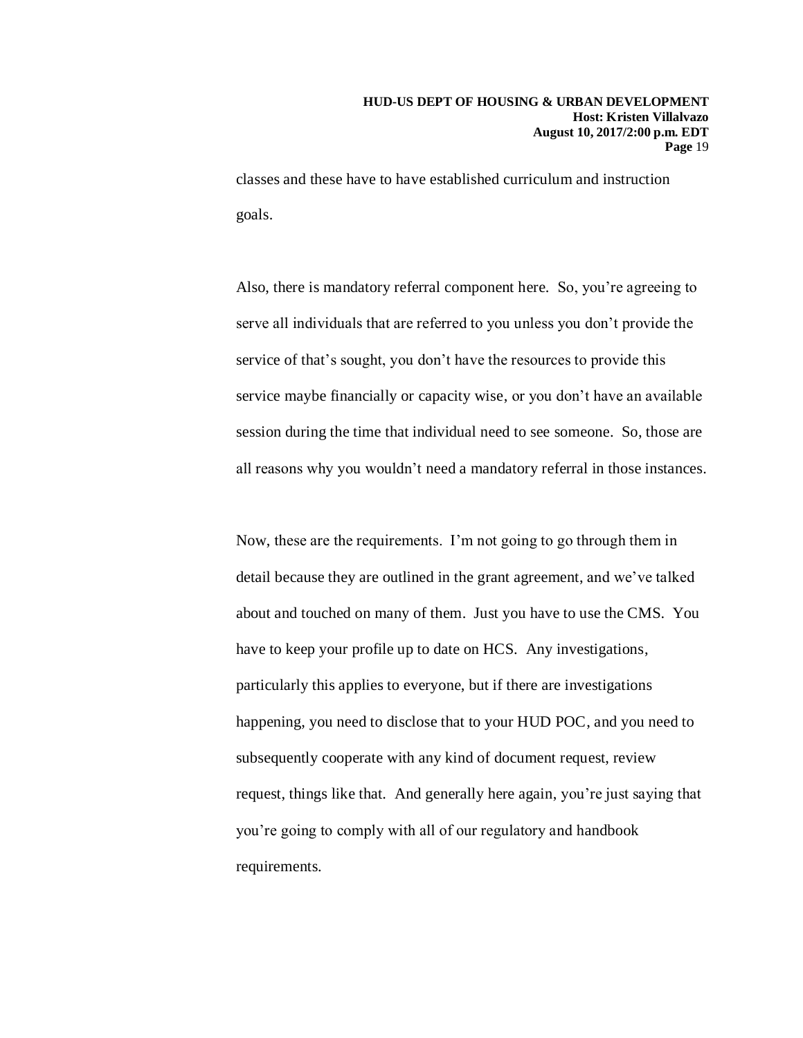classes and these have to have established curriculum and instruction goals.

Also, there is mandatory referral component here. So, you're agreeing to serve all individuals that are referred to you unless you don't provide the service of that's sought, you don't have the resources to provide this service maybe financially or capacity wise, or you don't have an available session during the time that individual need to see someone. So, those are all reasons why you wouldn't need a mandatory referral in those instances.

Now, these are the requirements. I'm not going to go through them in detail because they are outlined in the grant agreement, and we've talked about and touched on many of them. Just you have to use the CMS. You have to keep your profile up to date on HCS. Any investigations, particularly this applies to everyone, but if there are investigations happening, you need to disclose that to your HUD POC, and you need to subsequently cooperate with any kind of document request, review request, things like that. And generally here again, you're just saying that you're going to comply with all of our regulatory and handbook requirements.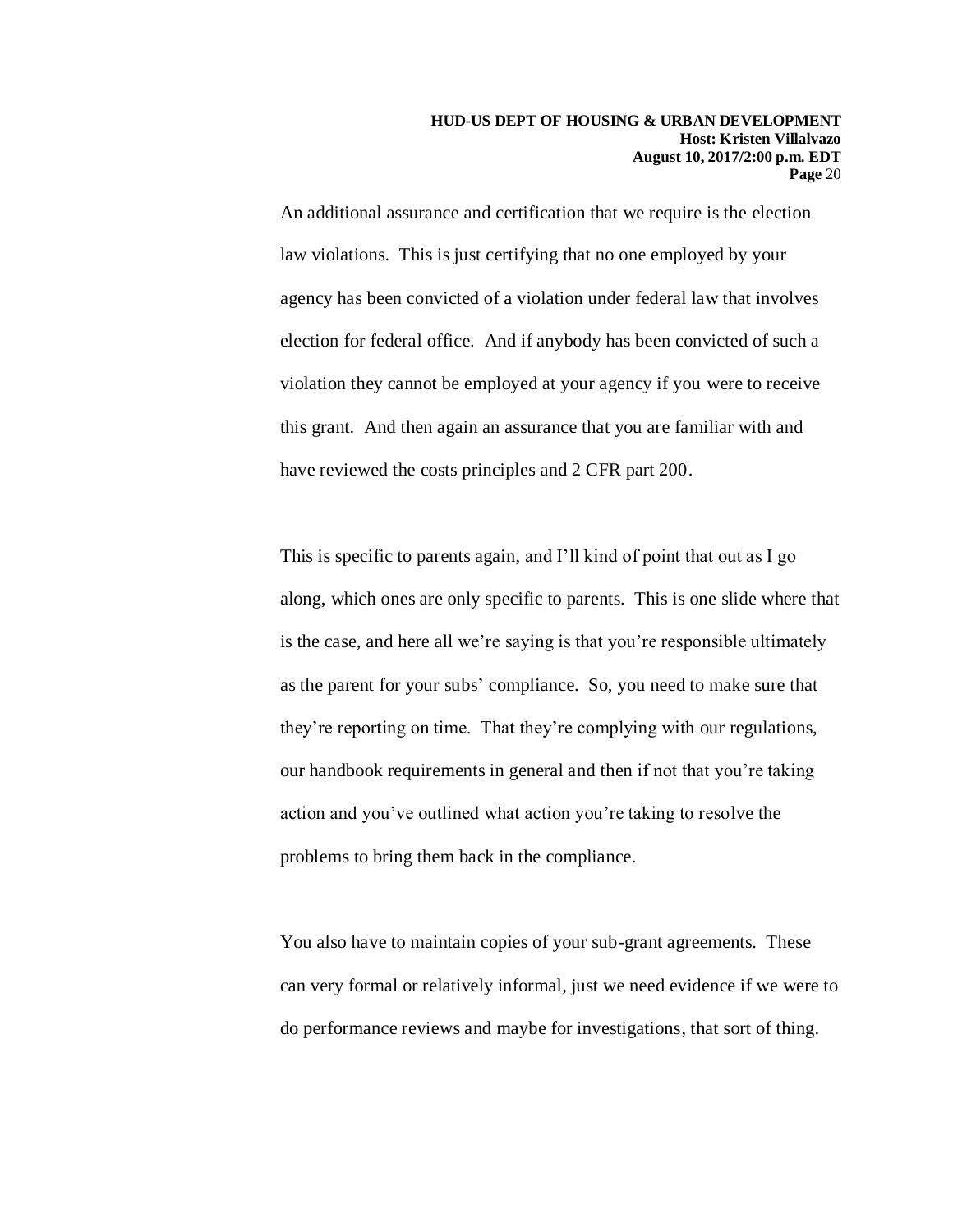An additional assurance and certification that we require is the election law violations. This is just certifying that no one employed by your agency has been convicted of a violation under federal law that involves election for federal office. And if anybody has been convicted of such a violation they cannot be employed at your agency if you were to receive this grant. And then again an assurance that you are familiar with and have reviewed the costs principles and 2 CFR part 200.

This is specific to parents again, and I'll kind of point that out as I go along, which ones are only specific to parents. This is one slide where that is the case, and here all we're saying is that you're responsible ultimately as the parent for your subs' compliance. So, you need to make sure that they're reporting on time. That they're complying with our regulations, our handbook requirements in general and then if not that you're taking action and you've outlined what action you're taking to resolve the problems to bring them back in the compliance.

You also have to maintain copies of your sub-grant agreements. These can very formal or relatively informal, just we need evidence if we were to do performance reviews and maybe for investigations, that sort of thing.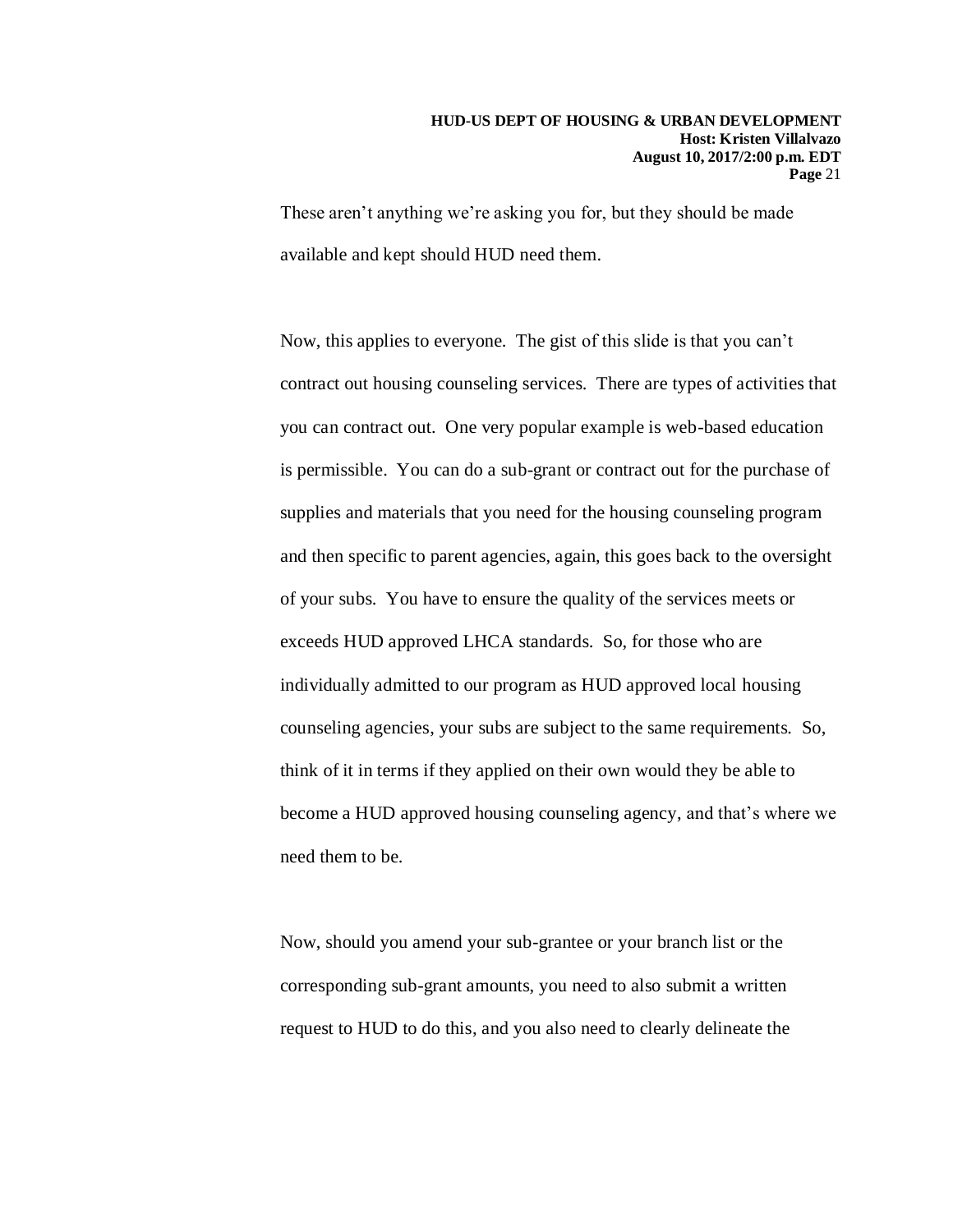These aren't anything we're asking you for, but they should be made available and kept should HUD need them.

Now, this applies to everyone. The gist of this slide is that you can't contract out housing counseling services. There are types of activities that you can contract out. One very popular example is web-based education is permissible. You can do a sub-grant or contract out for the purchase of supplies and materials that you need for the housing counseling program and then specific to parent agencies, again, this goes back to the oversight of your subs. You have to ensure the quality of the services meets or exceeds HUD approved LHCA standards. So, for those who are individually admitted to our program as HUD approved local housing counseling agencies, your subs are subject to the same requirements. So, think of it in terms if they applied on their own would they be able to become a HUD approved housing counseling agency, and that's where we need them to be.

Now, should you amend your sub-grantee or your branch list or the corresponding sub-grant amounts, you need to also submit a written request to HUD to do this, and you also need to clearly delineate the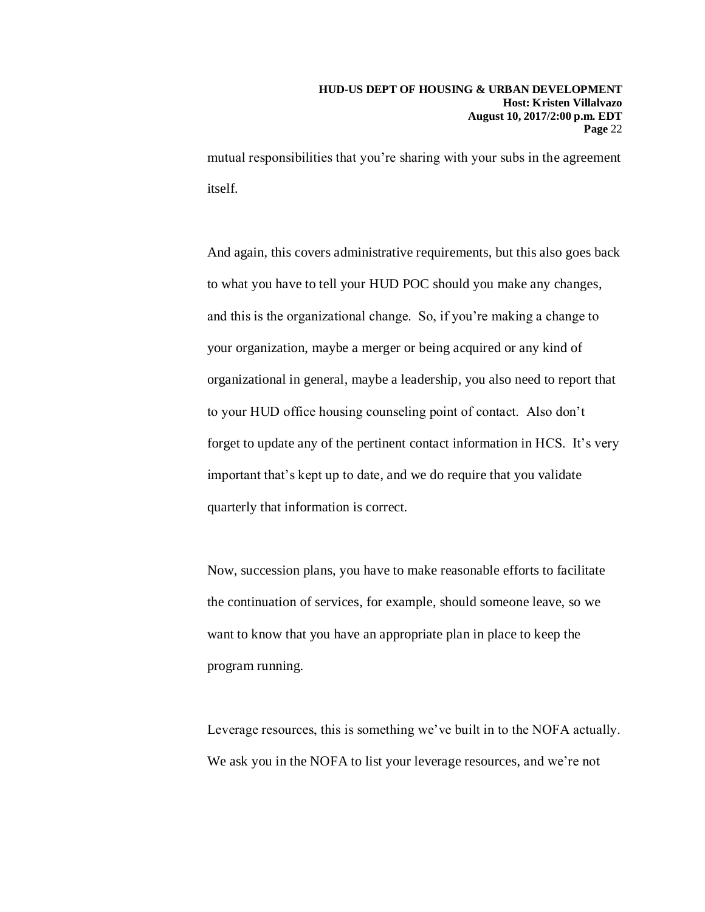mutual responsibilities that you're sharing with your subs in the agreement itself.

And again, this covers administrative requirements, but this also goes back to what you have to tell your HUD POC should you make any changes, and this is the organizational change. So, if you're making a change to your organization, maybe a merger or being acquired or any kind of organizational in general, maybe a leadership, you also need to report that to your HUD office housing counseling point of contact. Also don't forget to update any of the pertinent contact information in HCS. It's very important that's kept up to date, and we do require that you validate quarterly that information is correct.

Now, succession plans, you have to make reasonable efforts to facilitate the continuation of services, for example, should someone leave, so we want to know that you have an appropriate plan in place to keep the program running.

Leverage resources, this is something we've built in to the NOFA actually. We ask you in the NOFA to list your leverage resources, and we're not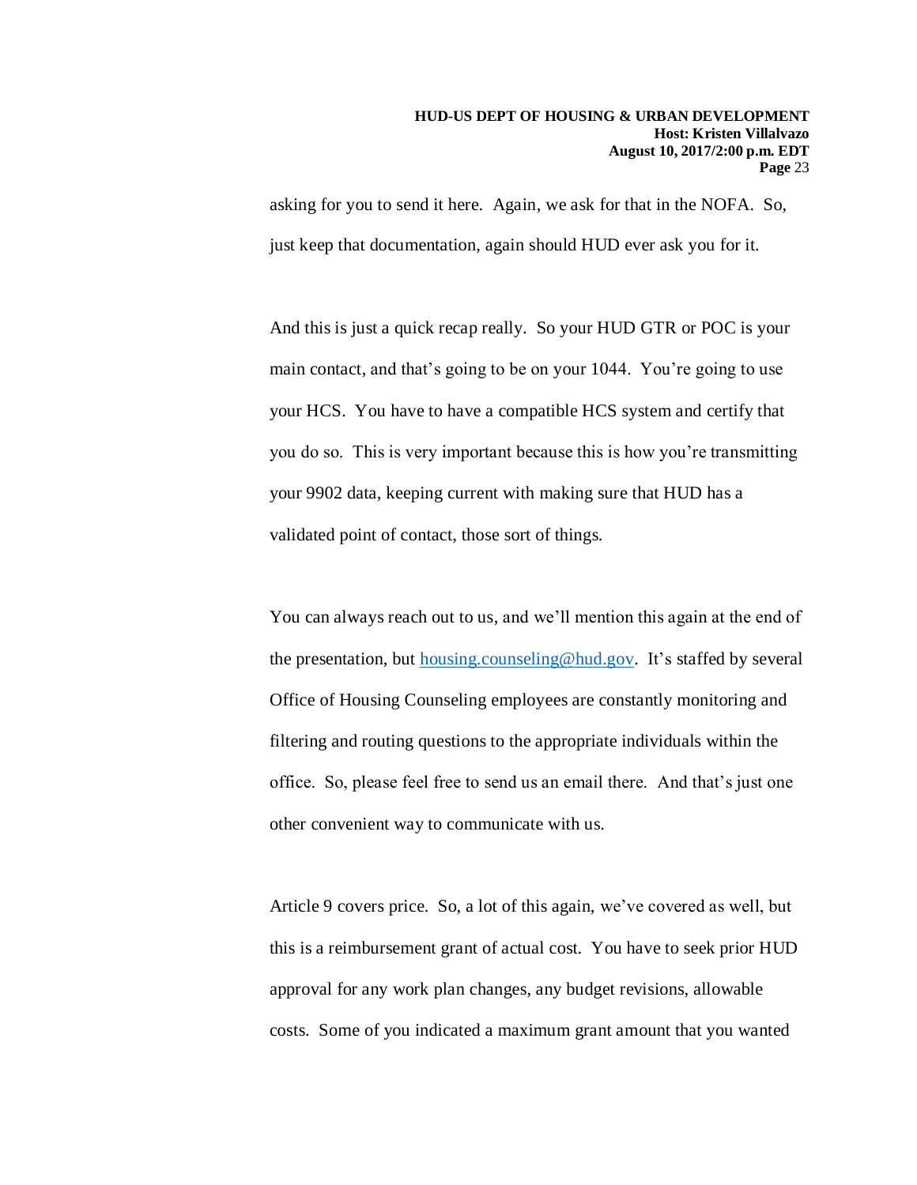asking for you to send it here. Again, we ask for that in the NOFA. So, just keep that documentation, again should HUD ever ask you for it.

And this is just a quick recap really. So your HUD GTR or POC is your main contact, and that's going to be on your 1044. You're going to use your HCS. You have to have a compatible HCS system and certify that you do so. This is very important because this is how you're transmitting your 9902 data, keeping current with making sure that HUD has a validated point of contact, those sort of things.

You can always reach out to us, and we'll mention this again at the end of the presentation, but [housing.counseling@hud.gov](mailto:housing.counseling@hud.gov). It's staffed by several Office of Housing Counseling employees are constantly monitoring and filtering and routing questions to the appropriate individuals within the office. So, please feel free to send us an email there. And that's just one other convenient way to communicate with us.

Article 9 covers price. So, a lot of this again, we've covered as well, but this is a reimbursement grant of actual cost. You have to seek prior HUD approval for any work plan changes, any budget revisions, allowable costs. Some of you indicated a maximum grant amount that you wanted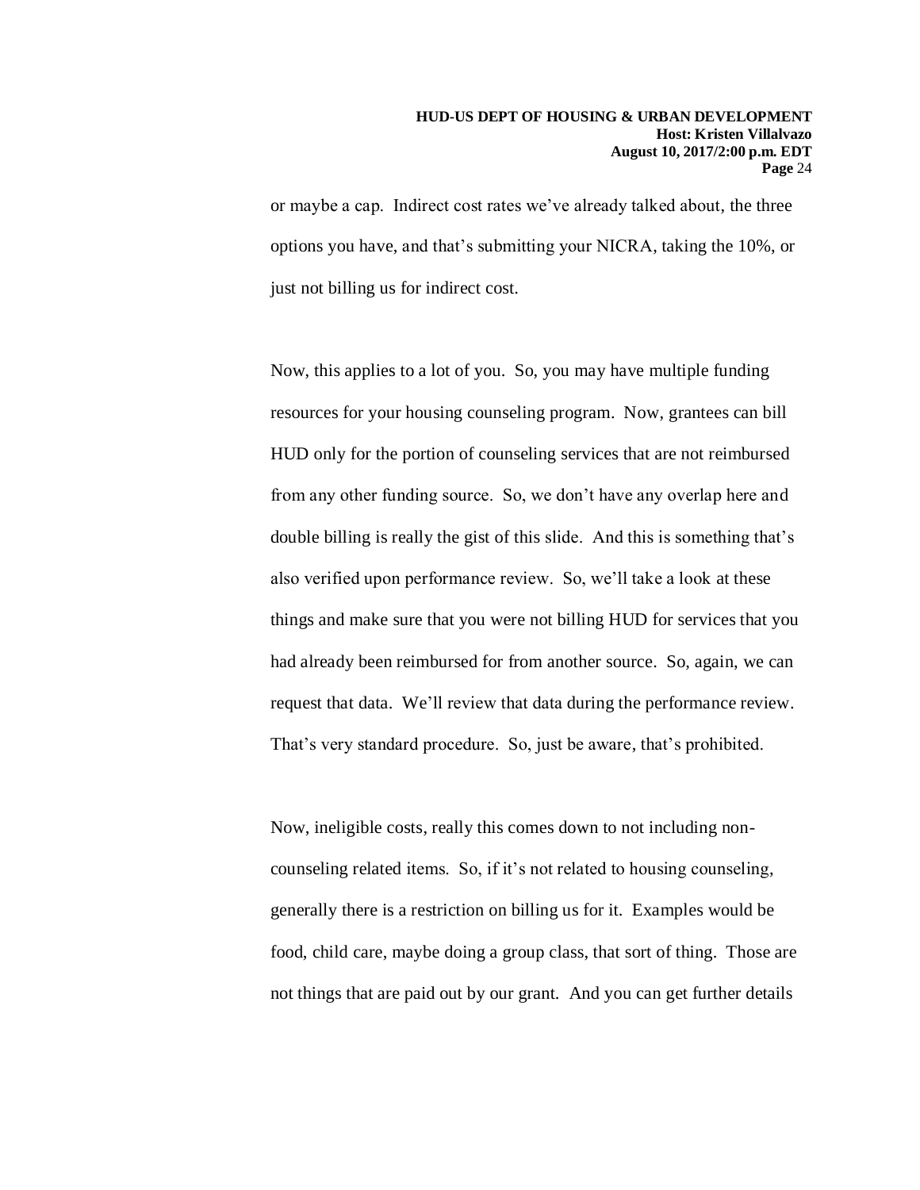or maybe a cap. Indirect cost rates we've already talked about, the three options you have, and that's submitting your NICRA, taking the 10%, or just not billing us for indirect cost.

Now, this applies to a lot of you. So, you may have multiple funding resources for your housing counseling program. Now, grantees can bill HUD only for the portion of counseling services that are not reimbursed from any other funding source. So, we don't have any overlap here and double billing is really the gist of this slide. And this is something that's also verified upon performance review. So, we'll take a look at these things and make sure that you were not billing HUD for services that you had already been reimbursed for from another source. So, again, we can request that data. We'll review that data during the performance review. That's very standard procedure. So, just be aware, that's prohibited.

Now, ineligible costs, really this comes down to not including non-counseling related items. So, if it's not related to housing counseling, generally there is a restriction on billing us for it. Examples would be food, child care, maybe doing a group class, that sort of thing. Those are not things that are paid out by our grant. And you can get further details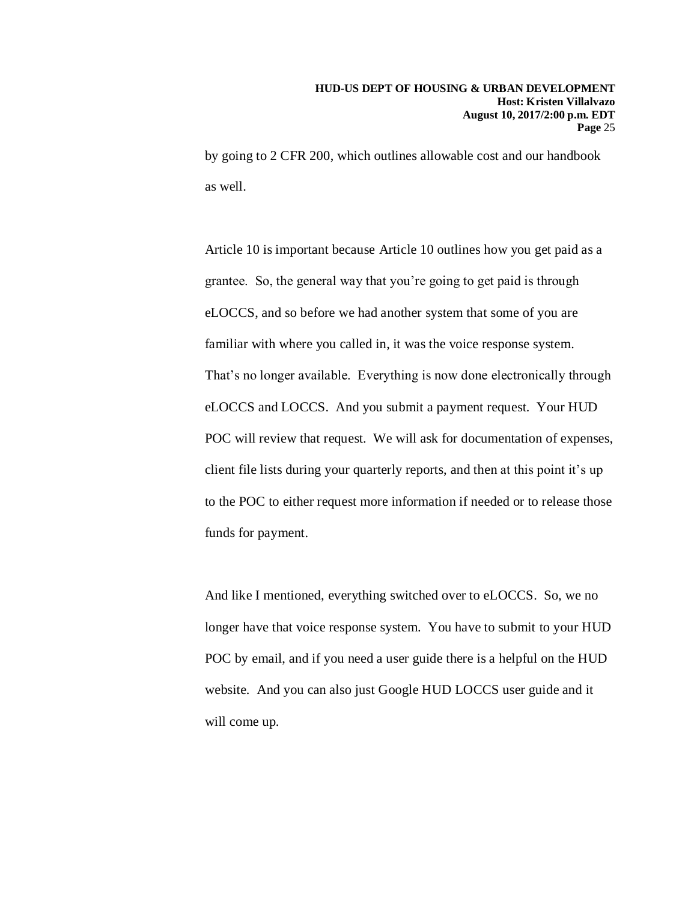by going to 2 CFR 200, which outlines allowable cost and our handbook as well.

Article 10 is important because Article 10 outlines how you get paid as a grantee. So, the general way that you're going to get paid is through eLOCCS, and so before we had another system that some of you are familiar with where you called in, it was the voice response system. That's no longer available. Everything is now done electronically through eLOCCS and LOCCS. And you submit a payment request. Your HUD POC will review that request. We will ask for documentation of expenses, client file lists during your quarterly reports, and then at this point it's up to the POC to either request more information if needed or to release those funds for payment.

And like I mentioned, everything switched over to eLOCCS. So, we no longer have that voice response system. You have to submit to your HUD POC by email, and if you need a user guide there is a helpful on the HUD website. And you can also just Google HUD LOCCS user guide and it will come up.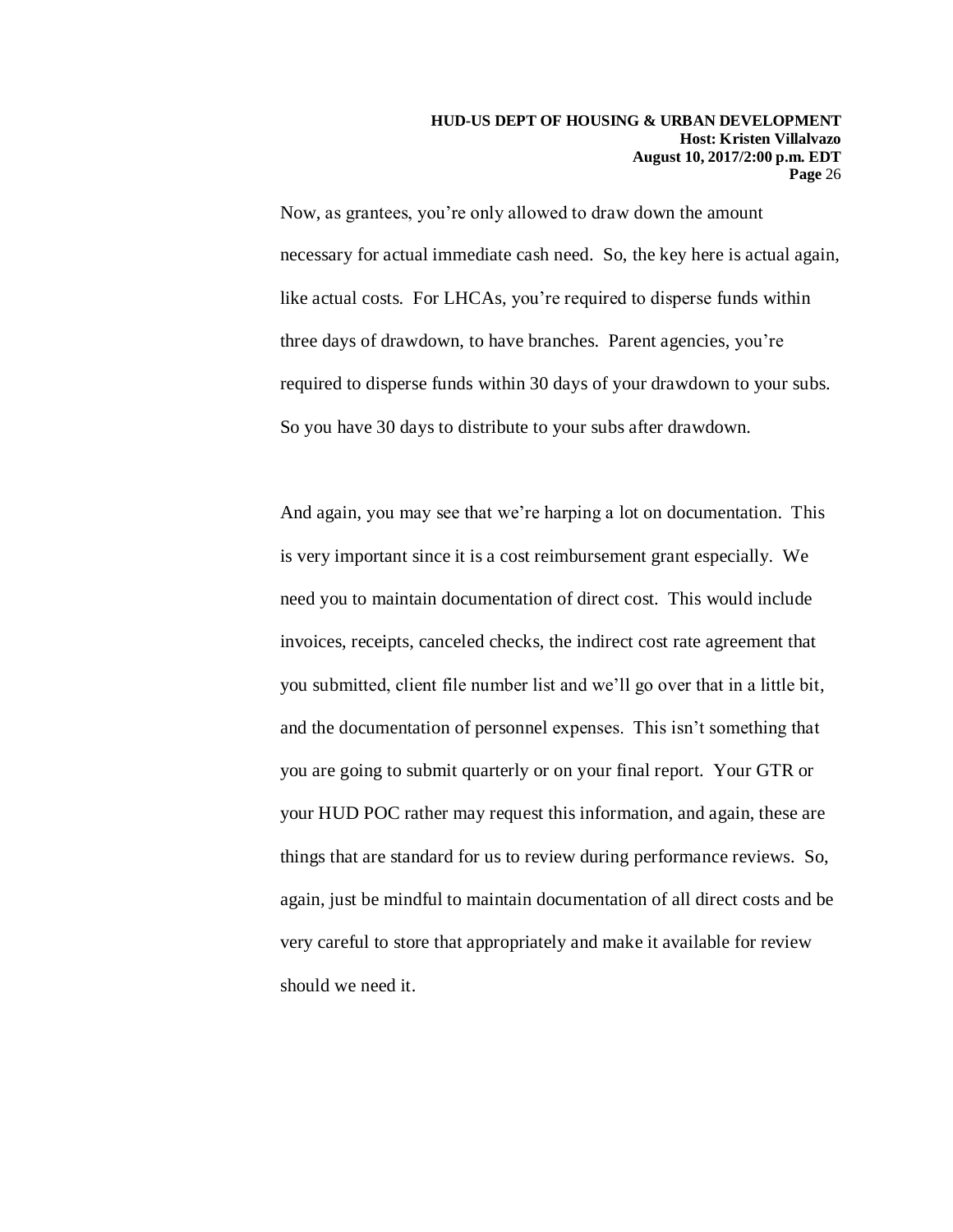Now, as grantees, you're only allowed to draw down the amount necessary for actual immediate cash need. So, the key here is actual again, like actual costs. For LHCAs, you're required to disperse funds within three days of drawdown, to have branches. Parent agencies, you're required to disperse funds within 30 days of your drawdown to your subs. So you have 30 days to distribute to your subs after drawdown.

And again, you may see that we're harping a lot on documentation. This is very important since it is a cost reimbursement grant especially. We need you to maintain documentation of direct cost. This would include invoices, receipts, canceled checks, the indirect cost rate agreement that you submitted, client file number list and we'll go over that in a little bit, and the documentation of personnel expenses. This isn't something that you are going to submit quarterly or on your final report. Your GTR or your HUD POC rather may request this information, and again, these are things that are standard for us to review during performance reviews. So, again, just be mindful to maintain documentation of all direct costs and be very careful to store that appropriately and make it available for review should we need it.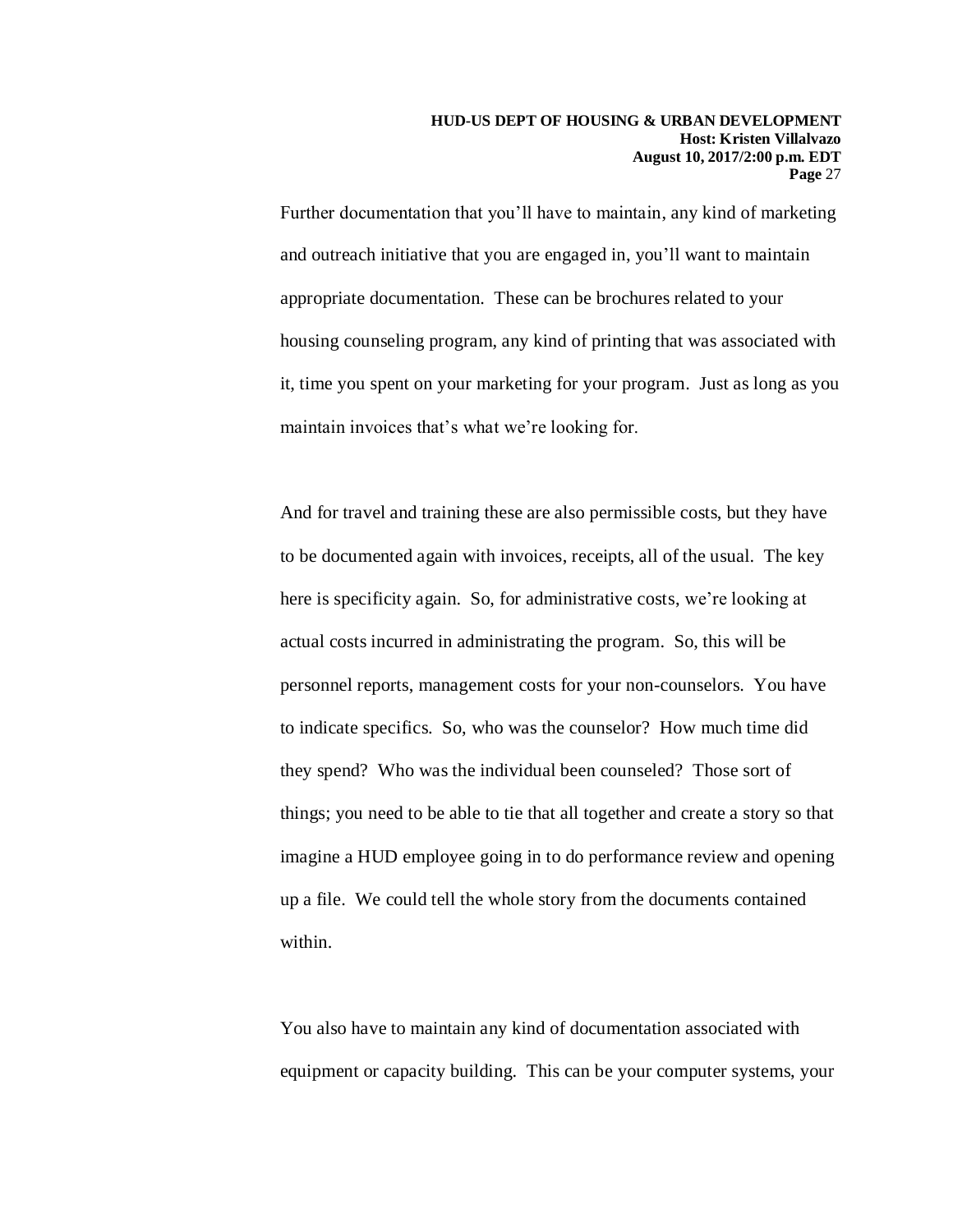Further documentation that you'll have to maintain, any kind of marketing and outreach initiative that you are engaged in, you'll want to maintain appropriate documentation. These can be brochures related to your housing counseling program, any kind of printing that was associated with it, time you spent on your marketing for your program. Just as long as you maintain invoices that's what we're looking for.

And for travel and training these are also permissible costs, but they have to be documented again with invoices, receipts, all of the usual. The key here is specificity again. So, for administrative costs, we're looking at actual costs incurred in administrating the program. So, this will be personnel reports, management costs for your non-counselors. You have to indicate specifics. So, who was the counselor? How much time did they spend? Who was the individual been counseled? Those sort of things; you need to be able to tie that all together and create a story so that imagine a HUD employee going in to do performance review and opening up a file. We could tell the whole story from the documents contained within.

You also have to maintain any kind of documentation associated with equipment or capacity building. This can be your computer systems, your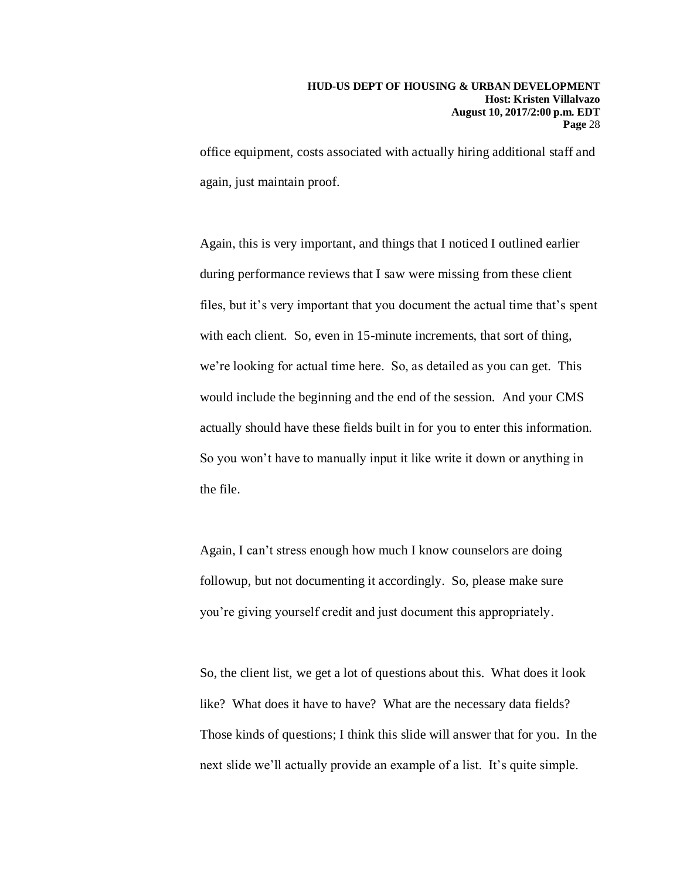office equipment, costs associated with actually hiring additional staff and again, just maintain proof.

Again, this is very important, and things that I noticed I outlined earlier during performance reviews that I saw were missing from these client files, but it's very important that you document the actual time that's spent with each client. So, even in 15-minute increments, that sort of thing, we're looking for actual time here. So, as detailed as you can get. This would include the beginning and the end of the session. And your CMS actually should have these fields built in for you to enter this information. So you won't have to manually input it like write it down or anything in the file.

Again, I can't stress enough how much I know counselors are doing followup, but not documenting it accordingly. So, please make sure you're giving yourself credit and just document this appropriately.

So, the client list, we get a lot of questions about this. What does it look like? What does it have to have? What are the necessary data fields? Those kinds of questions; I think this slide will answer that for you. In the next slide we'll actually provide an example of a list. It's quite simple.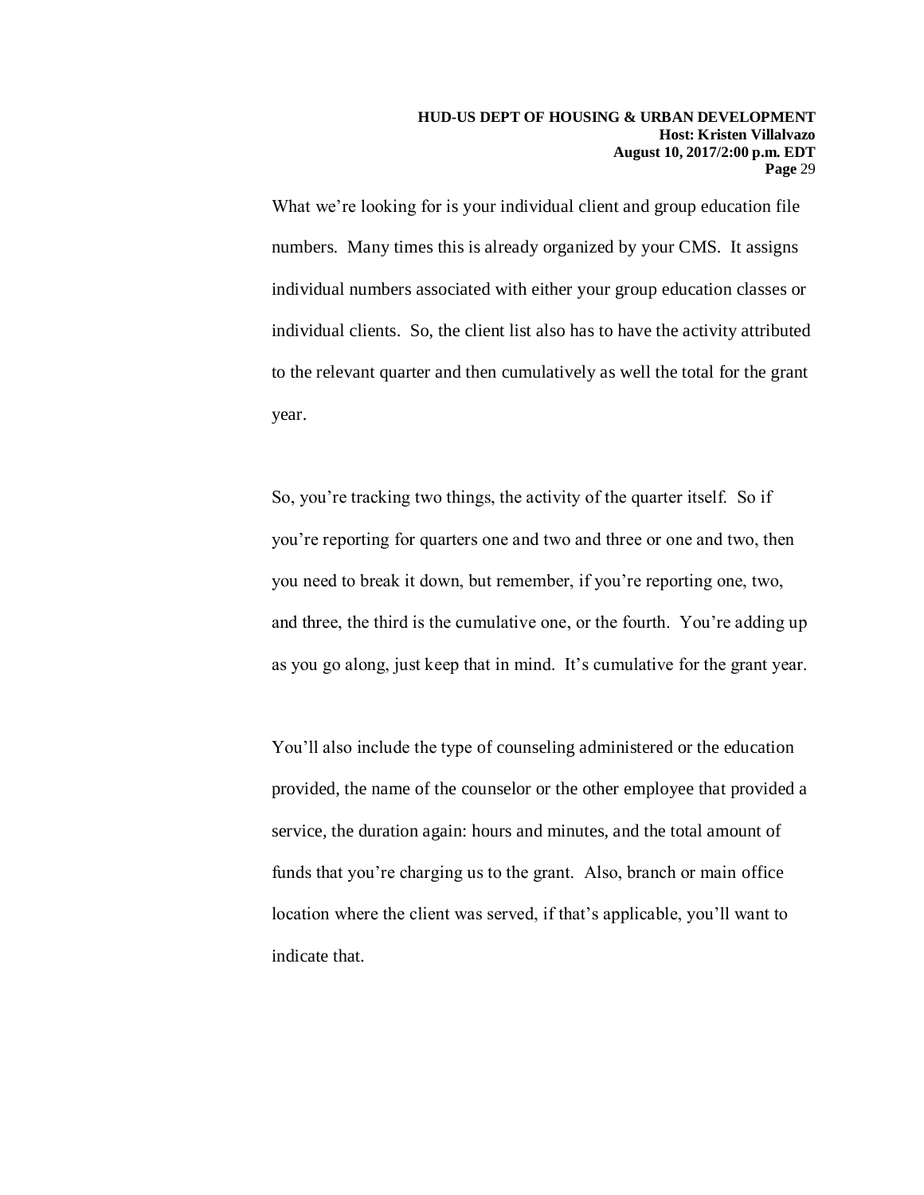What we're looking for is your individual client and group education file numbers. Many times this is already organized by your CMS. It assigns individual numbers associated with either your group education classes or individual clients. So, the client list also has to have the activity attributed to the relevant quarter and then cumulatively as well the total for the grant year.

So, you're tracking two things, the activity of the quarter itself. So if you're reporting for quarters one and two and three or one and two, then you need to break it down, but remember, if you're reporting one, two, and three, the third is the cumulative one, or the fourth. You're adding up as you go along, just keep that in mind. It's cumulative for the grant year.

You'll also include the type of counseling administered or the education provided, the name of the counselor or the other employee that provided a service, the duration again: hours and minutes, and the total amount of funds that you're charging us to the grant. Also, branch or main office location where the client was served, if that's applicable, you'll want to indicate that.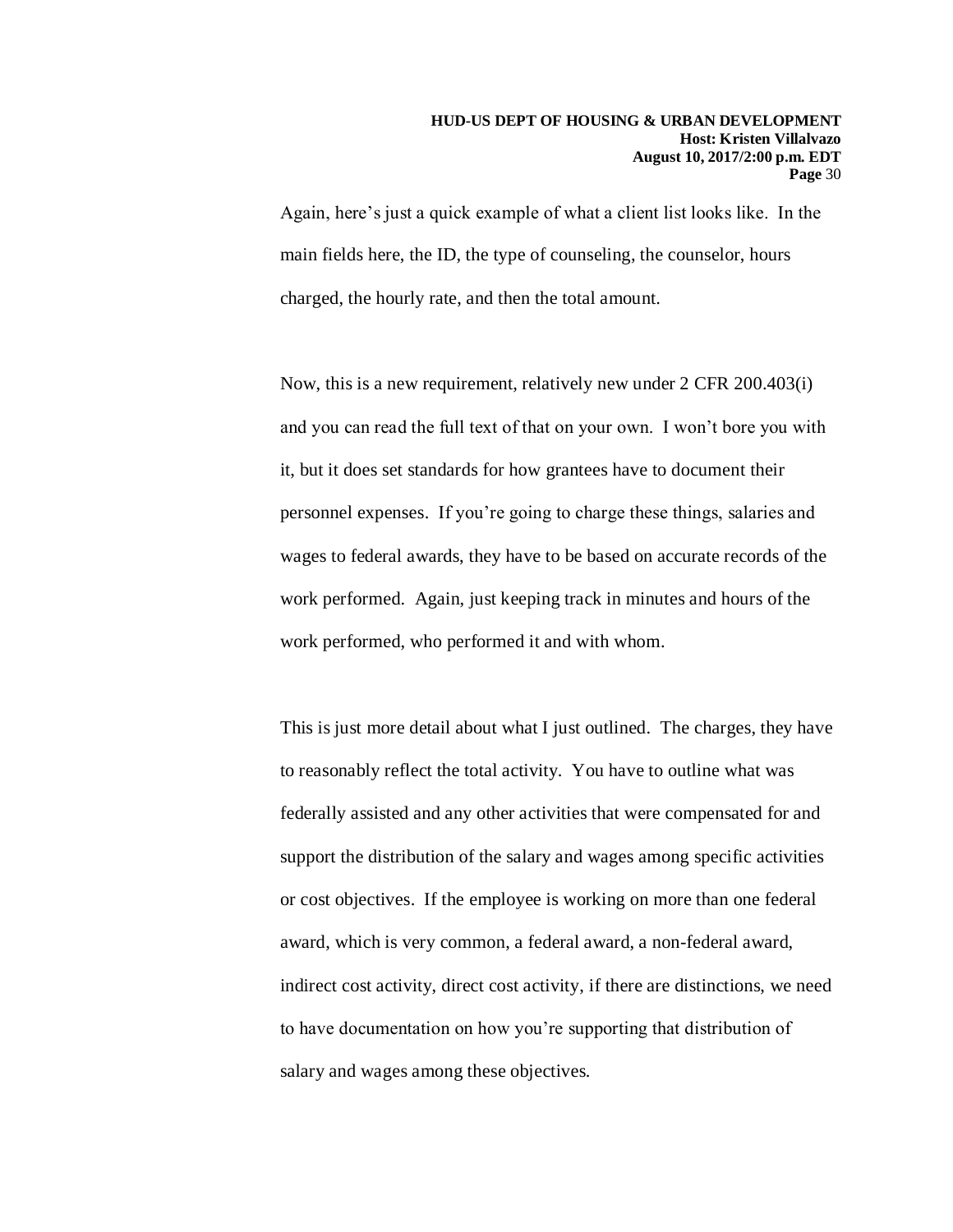Again, here's just a quick example of what a client list looks like. In the main fields here, the ID, the type of counseling, the counselor, hours charged, the hourly rate, and then the total amount.

Now, this is a new requirement, relatively new under 2 CFR 200.403(i) and you can read the full text of that on your own. I won't bore you with it, but it does set standards for how grantees have to document their personnel expenses. If you're going to charge these things, salaries and wages to federal awards, they have to be based on accurate records of the work performed. Again, just keeping track in minutes and hours of the work performed, who performed it and with whom.

This is just more detail about what I just outlined. The charges, they have to reasonably reflect the total activity. You have to outline what was federally assisted and any other activities that were compensated for and support the distribution of the salary and wages among specific activities or cost objectives. If the employee is working on more than one federal award, which is very common, a federal award, a non-federal award, indirect cost activity, direct cost activity, if there are distinctions, we need to have documentation on how you're supporting that distribution of salary and wages among these objectives.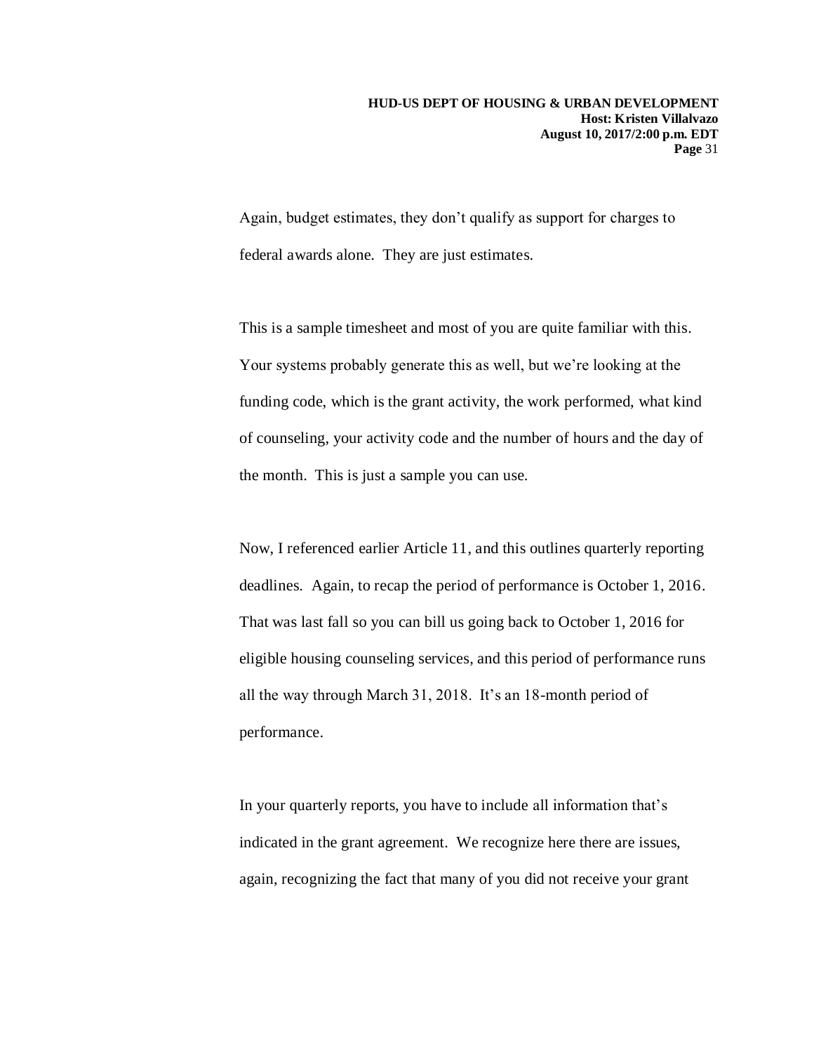Again, budget estimates, they don't qualify as support for charges to federal awards alone. They are just estimates.

This is a sample timesheet and most of you are quite familiar with this. Your systems probably generate this as well, but we're looking at the funding code, which is the grant activity, the work performed, what kind of counseling, your activity code and the number of hours and the day of the month. This is just a sample you can use.

Now, I referenced earlier Article 11, and this outlines quarterly reporting deadlines. Again, to recap the period of performance is October 1, 2016. That was last fall so you can bill us going back to October 1, 2016 for eligible housing counseling services, and this period of performance runs all the way through March 31, 2018. It's an 18-month period of performance.

In your quarterly reports, you have to include all information that's indicated in the grant agreement. We recognize here there are issues, again, recognizing the fact that many of you did not receive your grant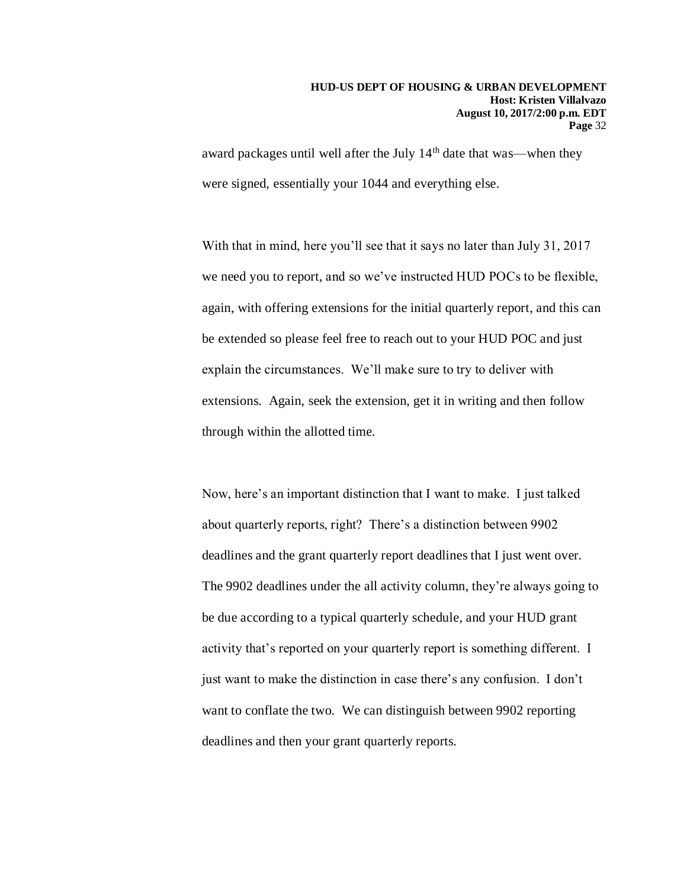award packages until well after the July 14th date that was—when they were signed, essentially your 1044 and everything else.

With that in mind, here you'll see that it says no later than July 31, 2017 we need you to report, and so we've instructed HUD POCs to be flexible, again, with offering extensions for the initial quarterly report, and this can be extended so please feel free to reach out to your HUD POC and just explain the circumstances. We'll make sure to try to deliver with extensions. Again, seek the extension, get it in writing and then follow through within the allotted time.

Now, here's an important distinction that I want to make. I just talked about quarterly reports, right? There's a distinction between 9902 deadlines and the grant quarterly report deadlines that I just went over. The 9902 deadlines under the all activity column, they're always going to be due according to a typical quarterly schedule, and your HUD grant activity that's reported on your quarterly report is something different. I just want to make the distinction in case there's any confusion. I don't want to conflate the two. We can distinguish between 9902 reporting deadlines and then your grant quarterly reports.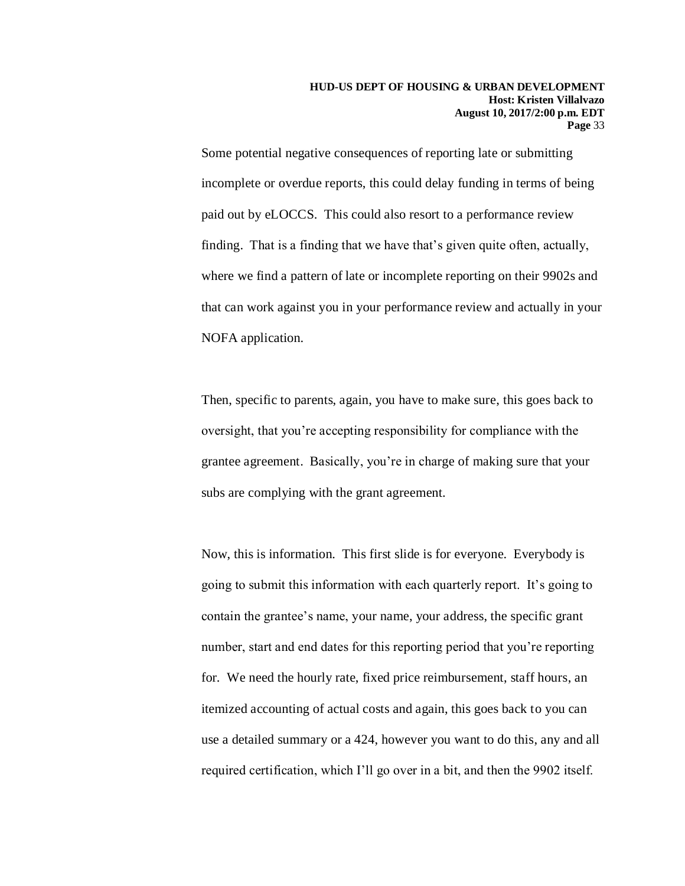Some potential negative consequences of reporting late or submitting incomplete or overdue reports, this could delay funding in terms of being paid out by eLOCCS. This could also resort to a performance review finding. That is a finding that we have that's given quite often, actually, where we find a pattern of late or incomplete reporting on their 9902s and that can work against you in your performance review and actually in your NOFA application.

Then, specific to parents, again, you have to make sure, this goes back to oversight, that you're accepting responsibility for compliance with the grantee agreement. Basically, you're in charge of making sure that your subs are complying with the grant agreement.

Now, this is information. This first slide is for everyone. Everybody is going to submit this information with each quarterly report. It's going to contain the grantee's name, your name, your address, the specific grant number, start and end dates for this reporting period that you're reporting for. We need the hourly rate, fixed price reimbursement, staff hours, an itemized accounting of actual costs and again, this goes back to you can use a detailed summary or a 424, however you want to do this, any and all required certification, which I'll go over in a bit, and then the 9902 itself.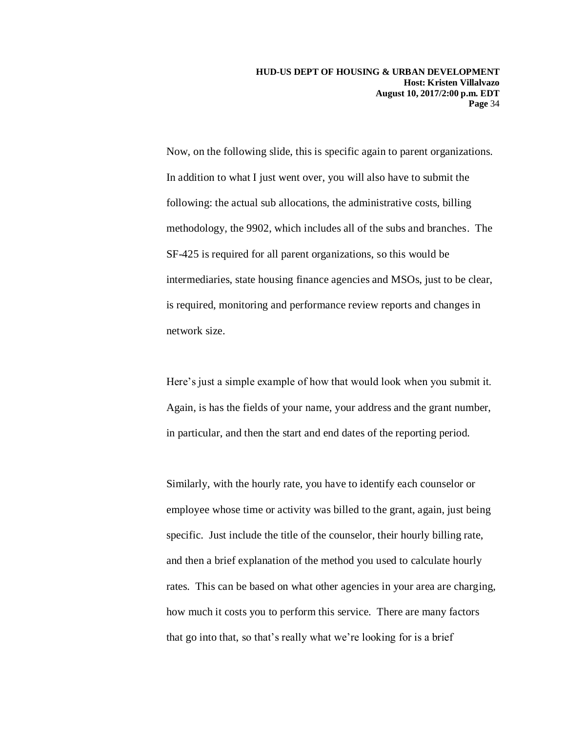Now, on the following slide, this is specific again to parent organizations. In addition to what I just went over, you will also have to submit the following: the actual sub allocations, the administrative costs, billing methodology, the 9902, which includes all of the subs and branches. The SF-425 is required for all parent organizations, so this would be intermediaries, state housing finance agencies and MSOs, just to be clear, is required, monitoring and performance review reports and changes in network size.

Here's just a simple example of how that would look when you submit it. Again, is has the fields of your name, your address and the grant number, in particular, and then the start and end dates of the reporting period.

Similarly, with the hourly rate, you have to identify each counselor or employee whose time or activity was billed to the grant, again, just being specific. Just include the title of the counselor, their hourly billing rate, and then a brief explanation of the method you used to calculate hourly rates. This can be based on what other agencies in your area are charging, how much it costs you to perform this service. There are many factors that go into that, so that's really what we're looking for is a brief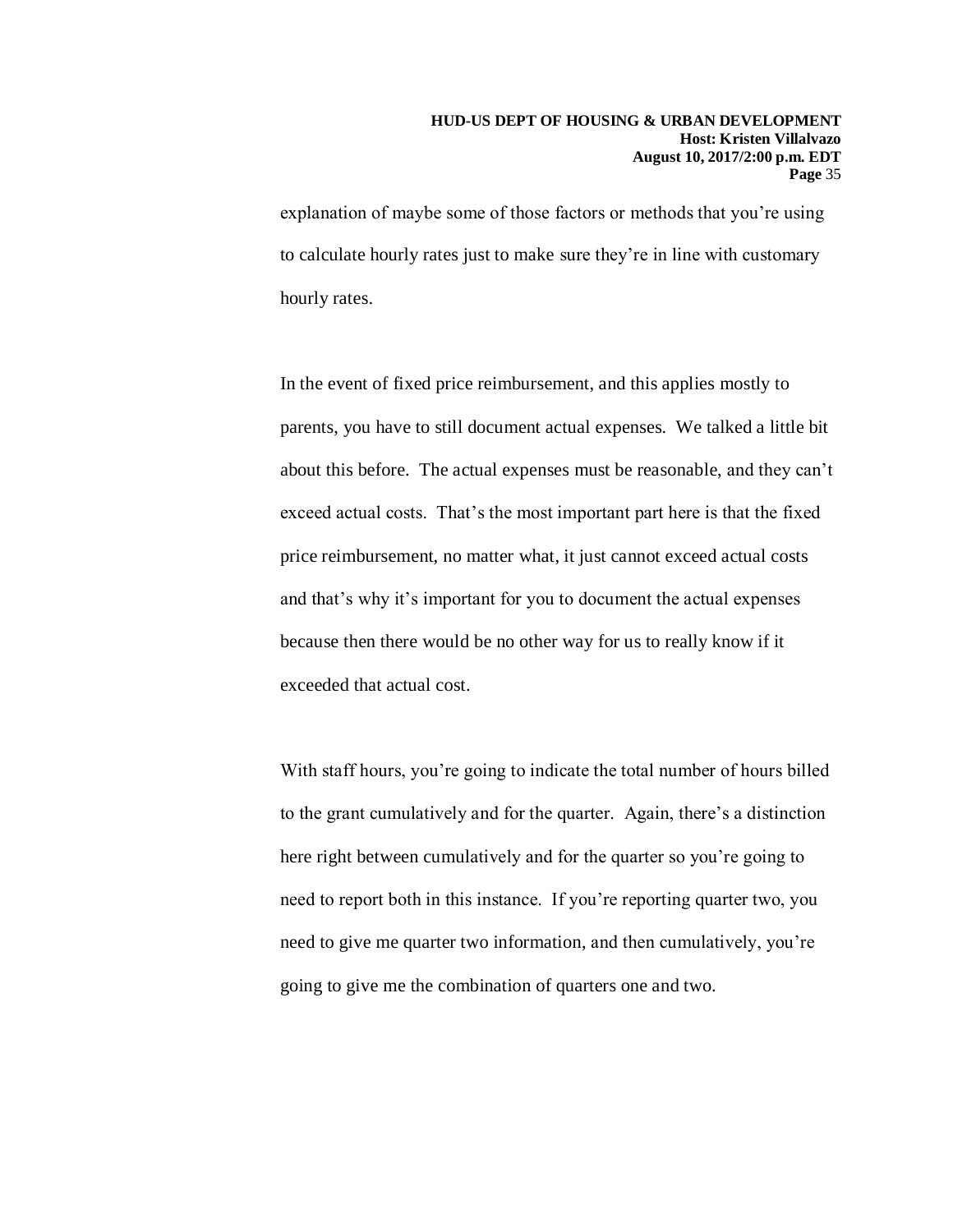explanation of maybe some of those factors or methods that you're using to calculate hourly rates just to make sure they're in line with customary hourly rates.

In the event of fixed price reimbursement, and this applies mostly to parents, you have to still document actual expenses. We talked a little bit about this before. The actual expenses must be reasonable, and they can't exceed actual costs. That's the most important part here is that the fixed price reimbursement, no matter what, it just cannot exceed actual costs and that's why it's important for you to document the actual expenses because then there would be no other way for us to really know if it exceeded that actual cost.

With staff hours, you're going to indicate the total number of hours billed to the grant cumulatively and for the quarter. Again, there's a distinction here right between cumulatively and for the quarter so you're going to need to report both in this instance. If you're reporting quarter two, you need to give me quarter two information, and then cumulatively, you're going to give me the combination of quarters one and two.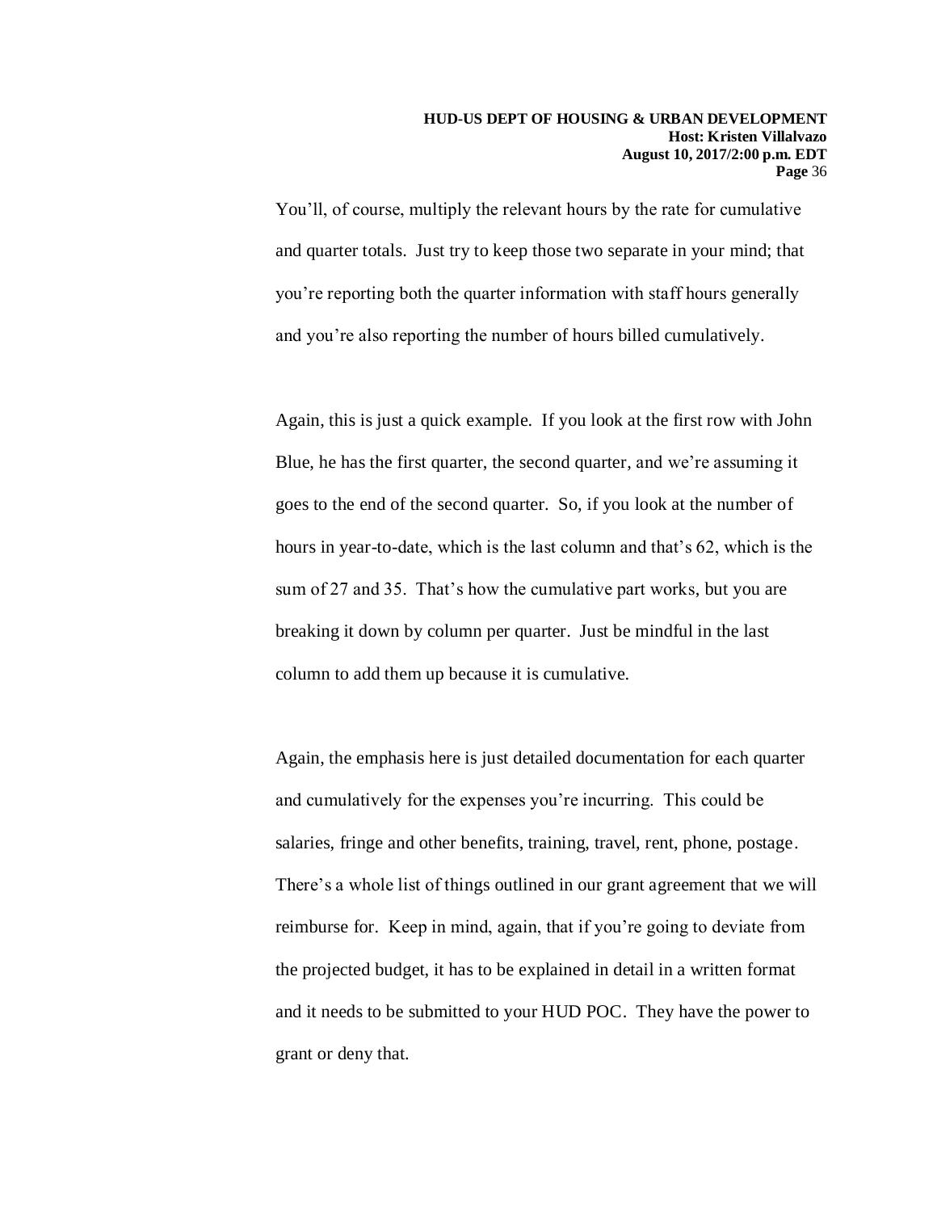You'll, of course, multiply the relevant hours by the rate for cumulative and quarter totals. Just try to keep those two separate in your mind; that you're reporting both the quarter information with staff hours generally and you're also reporting the number of hours billed cumulatively.

Again, this is just a quick example. If you look at the first row with John Blue, he has the first quarter, the second quarter, and we're assuming it goes to the end of the second quarter. So, if you look at the number of hours in year-to-date, which is the last column and that's 62, which is the sum of 27 and 35. That's how the cumulative part works, but you are breaking it down by column per quarter. Just be mindful in the last column to add them up because it is cumulative.

Again, the emphasis here is just detailed documentation for each quarter and cumulatively for the expenses you're incurring. This could be salaries, fringe and other benefits, training, travel, rent, phone, postage. There's a whole list of things outlined in our grant agreement that we will reimburse for. Keep in mind, again, that if you're going to deviate from the projected budget, it has to be explained in detail in a written format and it needs to be submitted to your HUD POC. They have the power to grant or deny that.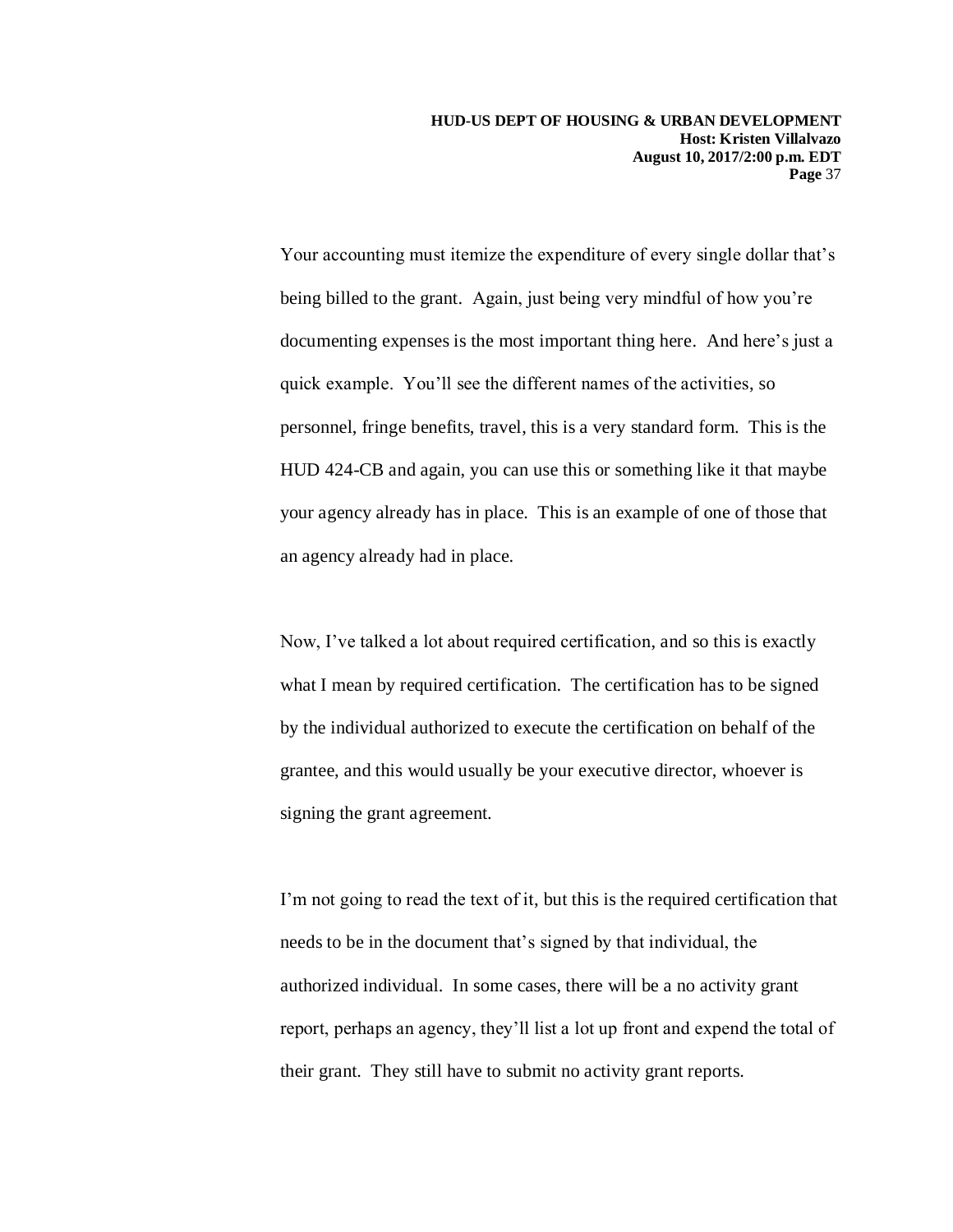Your accounting must itemize the expenditure of every single dollar that's being billed to the grant. Again, just being very mindful of how you're documenting expenses is the most important thing here. And here's just a quick example. You'll see the different names of the activities, so personnel, fringe benefits, travel, this is a very standard form. This is the HUD 424-CB and again, you can use this or something like it that maybe your agency already has in place. This is an example of one of those that an agency already had in place.

Now, I've talked a lot about required certification, and so this is exactly what I mean by required certification. The certification has to be signed by the individual authorized to execute the certification on behalf of the grantee, and this would usually be your executive director, whoever is signing the grant agreement.

I'm not going to read the text of it, but this is the required certification that needs to be in the document that's signed by that individual, the authorized individual. In some cases, there will be a no activity grant report, perhaps an agency, they'll list a lot up front and expend the total of their grant. They still have to submit no activity grant reports.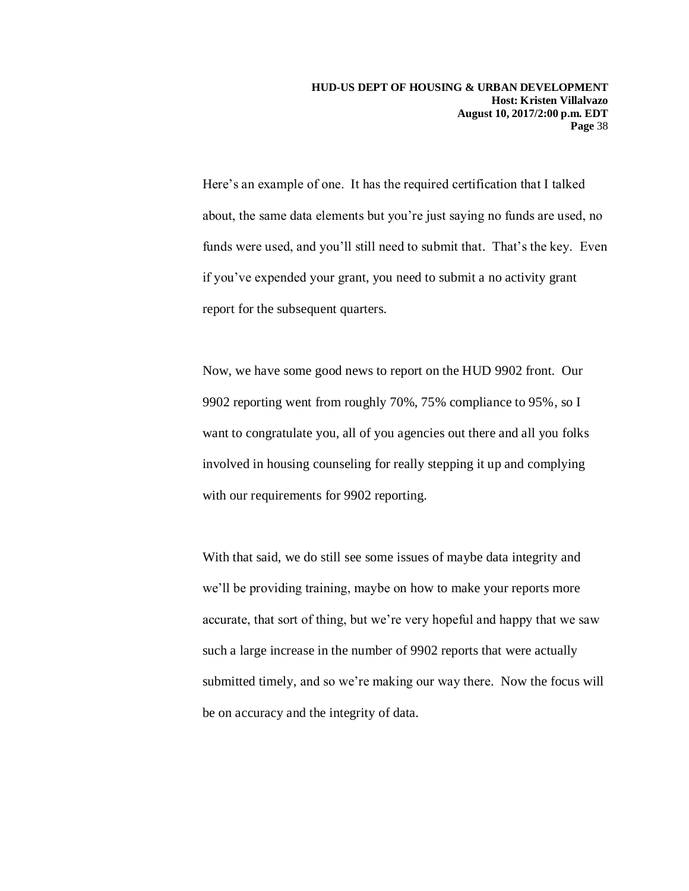Here's an example of one. It has the required certification that I talked about, the same data elements but you're just saying no funds are used, no funds were used, and you'll still need to submit that. That's the key. Even if you've expended your grant, you need to submit a no activity grant report for the subsequent quarters.

Now, we have some good news to report on the HUD 9902 front. Our 9902 reporting went from roughly 70%, 75% compliance to 95%, so I want to congratulate you, all of you agencies out there and all you folks involved in housing counseling for really stepping it up and complying with our requirements for 9902 reporting.

With that said, we do still see some issues of maybe data integrity and we'll be providing training, maybe on how to make your reports more accurate, that sort of thing, but we're very hopeful and happy that we saw such a large increase in the number of 9902 reports that were actually submitted timely, and so we're making our way there. Now the focus will be on accuracy and the integrity of data.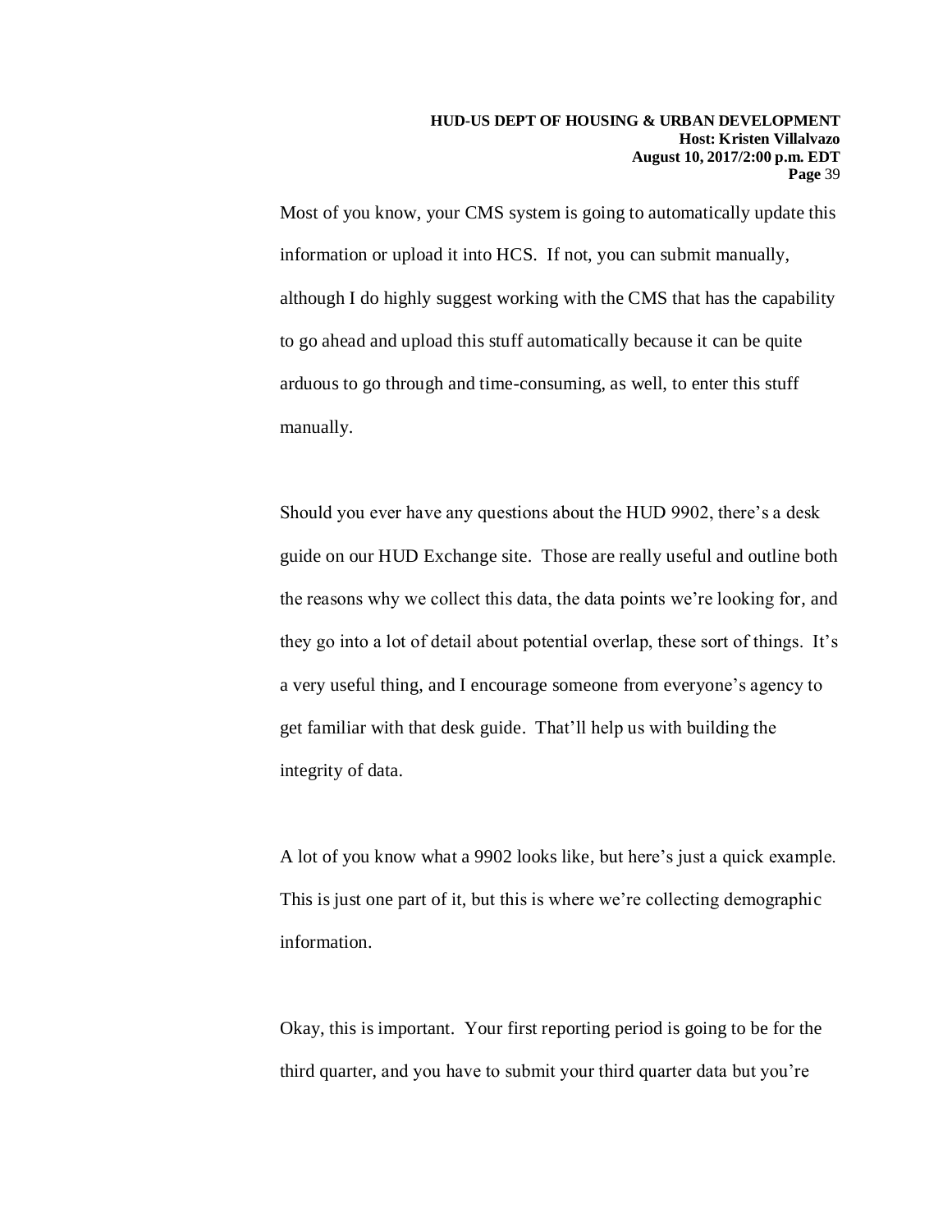Most of you know, your CMS system is going to automatically update this information or upload it into HCS. If not, you can submit manually, although I do highly suggest working with the CMS that has the capability to go ahead and upload this stuff automatically because it can be quite arduous to go through and time-consuming, as well, to enter this stuff manually.

Should you ever have any questions about the HUD 9902, there's a desk guide on our HUD Exchange site. Those are really useful and outline both the reasons why we collect this data, the data points we're looking for, and they go into a lot of detail about potential overlap, these sort of things. It's a very useful thing, and I encourage someone from everyone's agency to get familiar with that desk guide. That'll help us with building the integrity of data.

A lot of you know what a 9902 looks like, but here's just a quick example. This is just one part of it, but this is where we're collecting demographic information.

Okay, this is important. Your first reporting period is going to be for the third quarter, and you have to submit your third quarter data but you're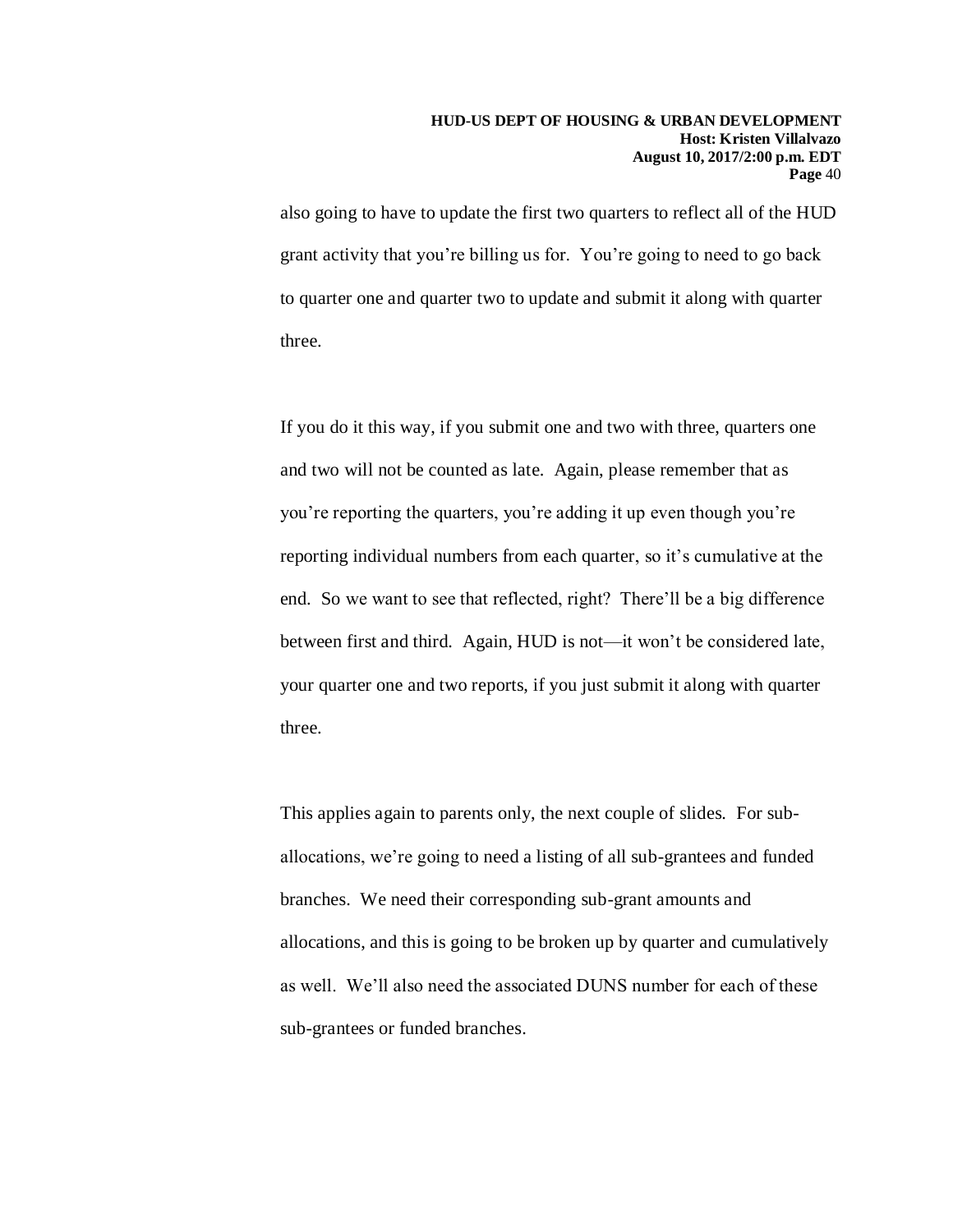also going to have to update the first two quarters to reflect all of the HUD grant activity that you're billing us for. You're going to need to go back to quarter one and quarter two to update and submit it along with quarter three.

If you do it this way, if you submit one and two with three, quarters one and two will not be counted as late. Again, please remember that as you're reporting the quarters, you're adding it up even though you're reporting individual numbers from each quarter, so it's cumulative at the end. So we want to see that reflected, right? There'll be a big difference between first and third. Again, HUD is not—it won't be considered late, your quarter one and two reports, if you just submit it along with quarter three.

This applies again to parents only, the next couple of slides. For sub-allocations, we're going to need a listing of all sub-grantees and funded branches. We need their corresponding sub-grant amounts and allocations, and this is going to be broken up by quarter and cumulatively as well. We'll also need the associated DUNS number for each of these sub-grantees or funded branches.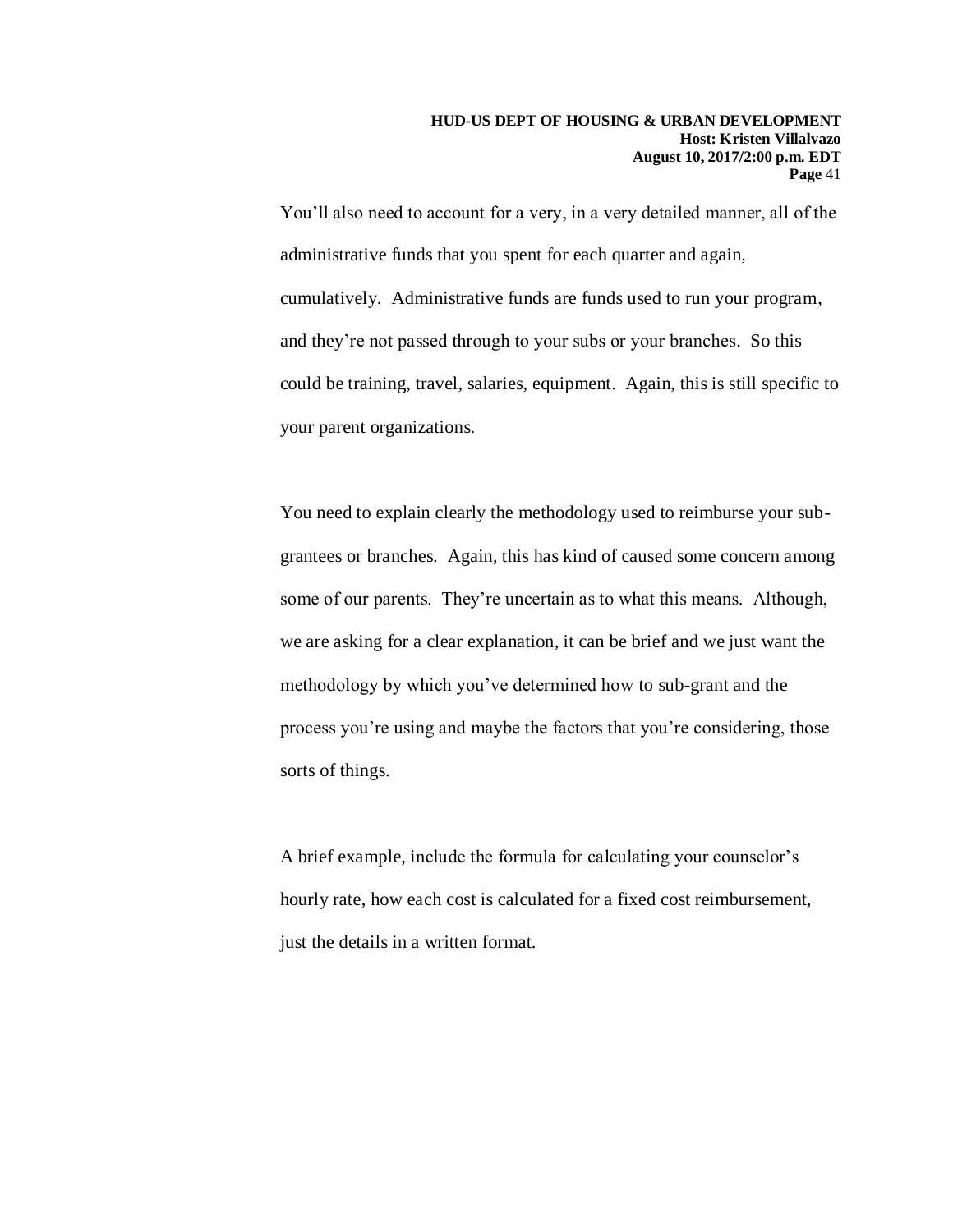You'll also need to account for a very, in a very detailed manner, all of the administrative funds that you spent for each quarter and again, cumulatively. Administrative funds are funds used to run your program, and they're not passed through to your subs or your branches. So this could be training, travel, salaries, equipment. Again, this is still specific to your parent organizations.

You need to explain clearly the methodology used to reimburse your sub-grantees or branches. Again, this has kind of caused some concern among some of our parents. They're uncertain as to what this means. Although, we are asking for a clear explanation, it can be brief and we just want the methodology by which you've determined how to sub-grant and the process you're using and maybe the factors that you're considering, those sorts of things.

A brief example, include the formula for calculating your counselor's hourly rate, how each cost is calculated for a fixed cost reimbursement, just the details in a written format.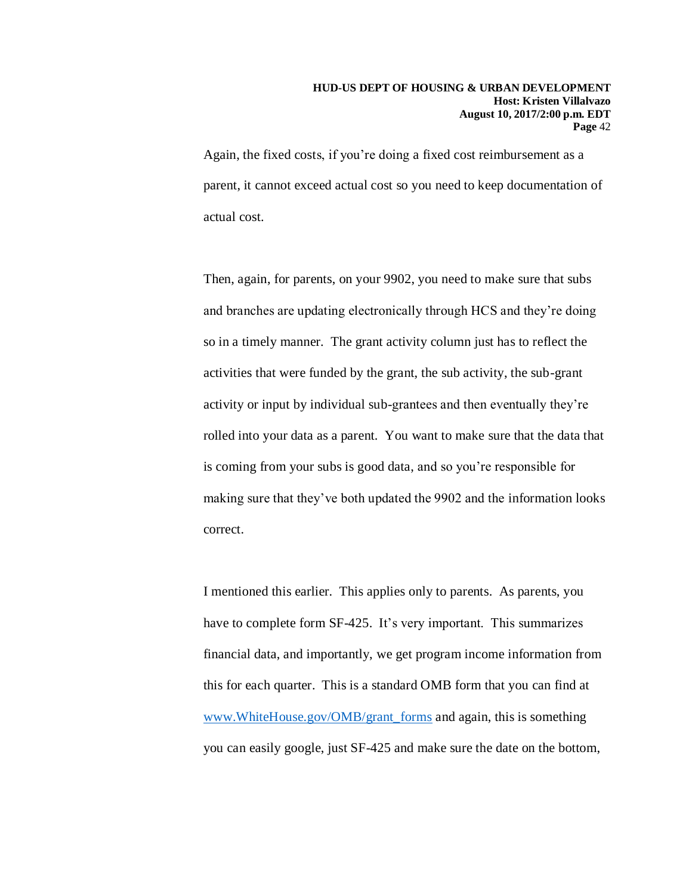Again, the fixed costs, if you're doing a fixed cost reimbursement as a parent, it cannot exceed actual cost so you need to keep documentation of actual cost.

Then, again, for parents, on your 9902, you need to make sure that subs and branches are updating electronically through HCS and they're doing so in a timely manner. The grant activity column just has to reflect the activities that were funded by the grant, the sub activity, the sub-grant activity or input by individual sub-grantees and then eventually they're rolled into your data as a parent. You want to make sure that the data that is coming from your subs is good data, and so you're responsible for making sure that they've both updated the 9902 and the information looks correct.

I mentioned this earlier. This applies only to parents. As parents, you have to complete form SF-425. It's very important. This summarizes financial data, and importantly, we get program income information from this for each quarter. This is a standard OMB form that you can find at [www.WhiteHouse.gov/OMB/grant_forms](http://www.WhiteHouse.gov/OMB/grant_forms) and again, this is something you can easily google, just SF-425 and make sure the date on the bottom,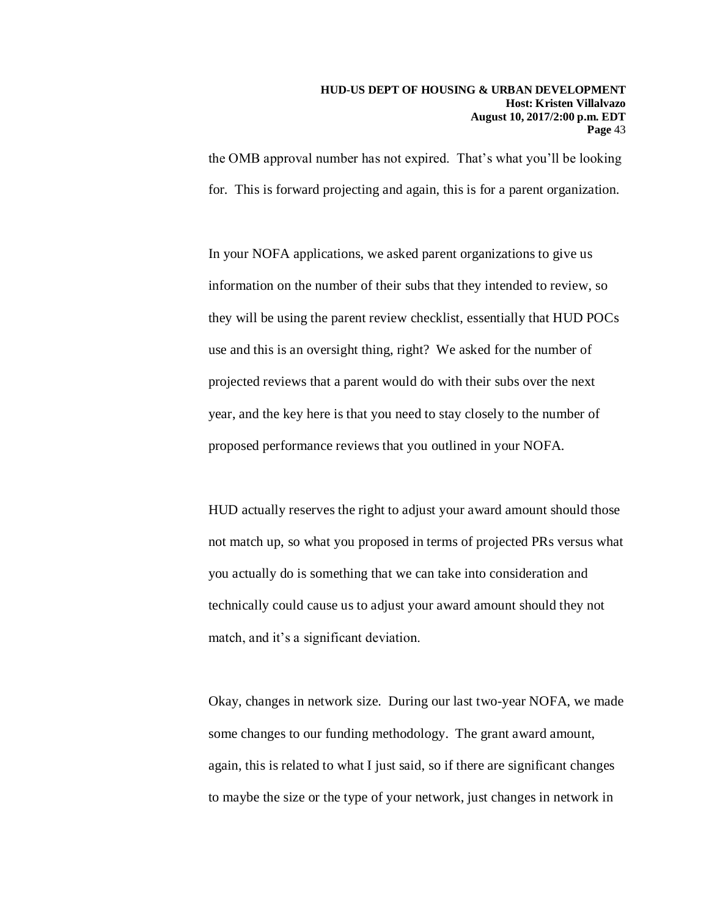the OMB approval number has not expired. That's what you'll be looking for. This is forward projecting and again, this is for a parent organization.

In your NOFA applications, we asked parent organizations to give us information on the number of their subs that they intended to review, so they will be using the parent review checklist, essentially that HUD POCs use and this is an oversight thing, right? We asked for the number of projected reviews that a parent would do with their subs over the next year, and the key here is that you need to stay closely to the number of proposed performance reviews that you outlined in your NOFA.

HUD actually reserves the right to adjust your award amount should those not match up, so what you proposed in terms of projected PRs versus what you actually do is something that we can take into consideration and technically could cause us to adjust your award amount should they not match, and it's a significant deviation.

Okay, changes in network size. During our last two-year NOFA, we made some changes to our funding methodology. The grant award amount, again, this is related to what I just said, so if there are significant changes to maybe the size or the type of your network, just changes in network in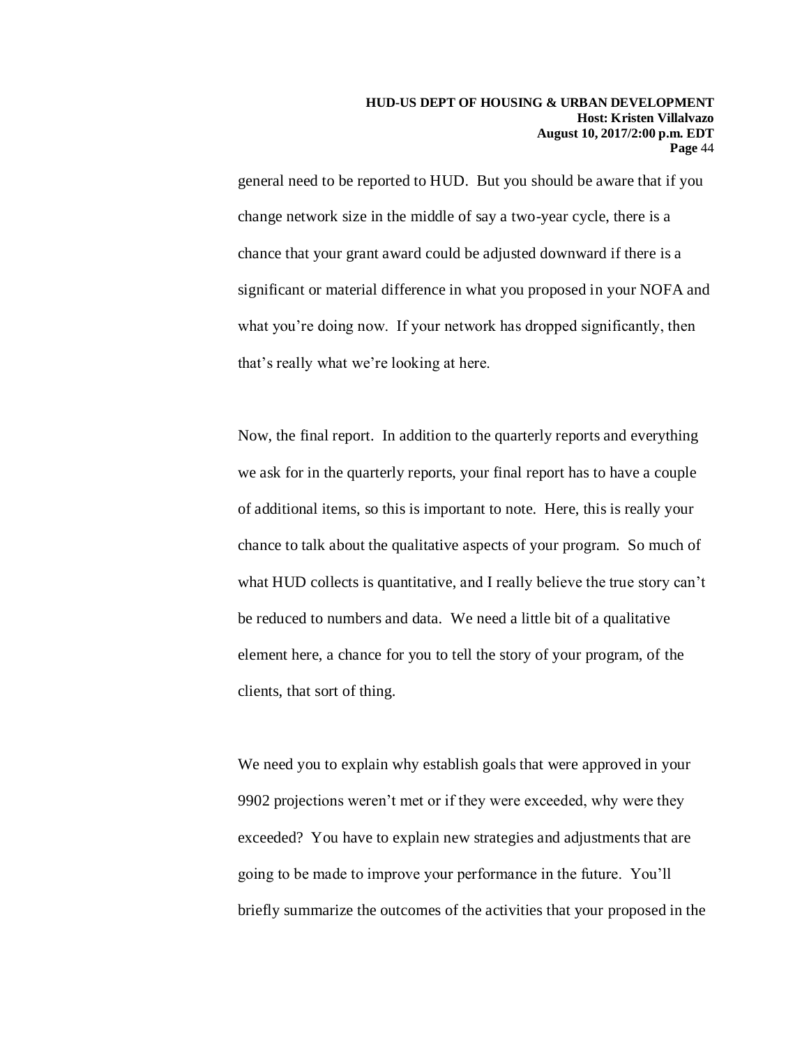general need to be reported to HUD. But you should be aware that if you change network size in the middle of say a two-year cycle, there is a chance that your grant award could be adjusted downward if there is a significant or material difference in what you proposed in your NOFA and what you're doing now. If your network has dropped significantly, then that's really what we're looking at here.

Now, the final report. In addition to the quarterly reports and everything we ask for in the quarterly reports, your final report has to have a couple of additional items, so this is important to note. Here, this is really your chance to talk about the qualitative aspects of your program. So much of what HUD collects is quantitative, and I really believe the true story can't be reduced to numbers and data. We need a little bit of a qualitative element here, a chance for you to tell the story of your program, of the clients, that sort of thing.

We need you to explain why establish goals that were approved in your 9902 projections weren't met or if they were exceeded, why were they exceeded? You have to explain new strategies and adjustments that are going to be made to improve your performance in the future. You'll briefly summarize the outcomes of the activities that your proposed in the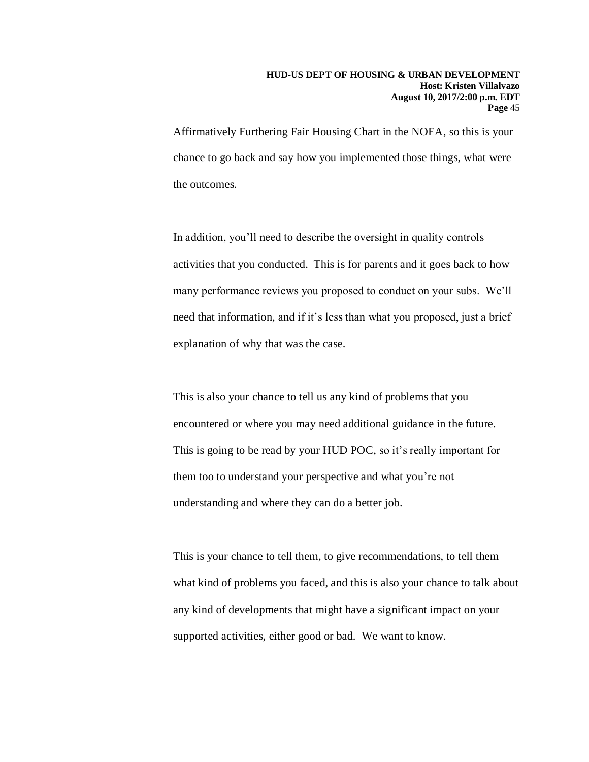Affirmatively Furthering Fair Housing Chart in the NOFA, so this is your chance to go back and say how you implemented those things, what were the outcomes.

In addition, you'll need to describe the oversight in quality controls activities that you conducted. This is for parents and it goes back to how many performance reviews you proposed to conduct on your subs. We'll need that information, and if it's less than what you proposed, just a brief explanation of why that was the case.

This is also your chance to tell us any kind of problems that you encountered or where you may need additional guidance in the future. This is going to be read by your HUD POC, so it's really important for them too to understand your perspective and what you're not understanding and where they can do a better job.

This is your chance to tell them, to give recommendations, to tell them what kind of problems you faced, and this is also your chance to talk about any kind of developments that might have a significant impact on your supported activities, either good or bad. We want to know.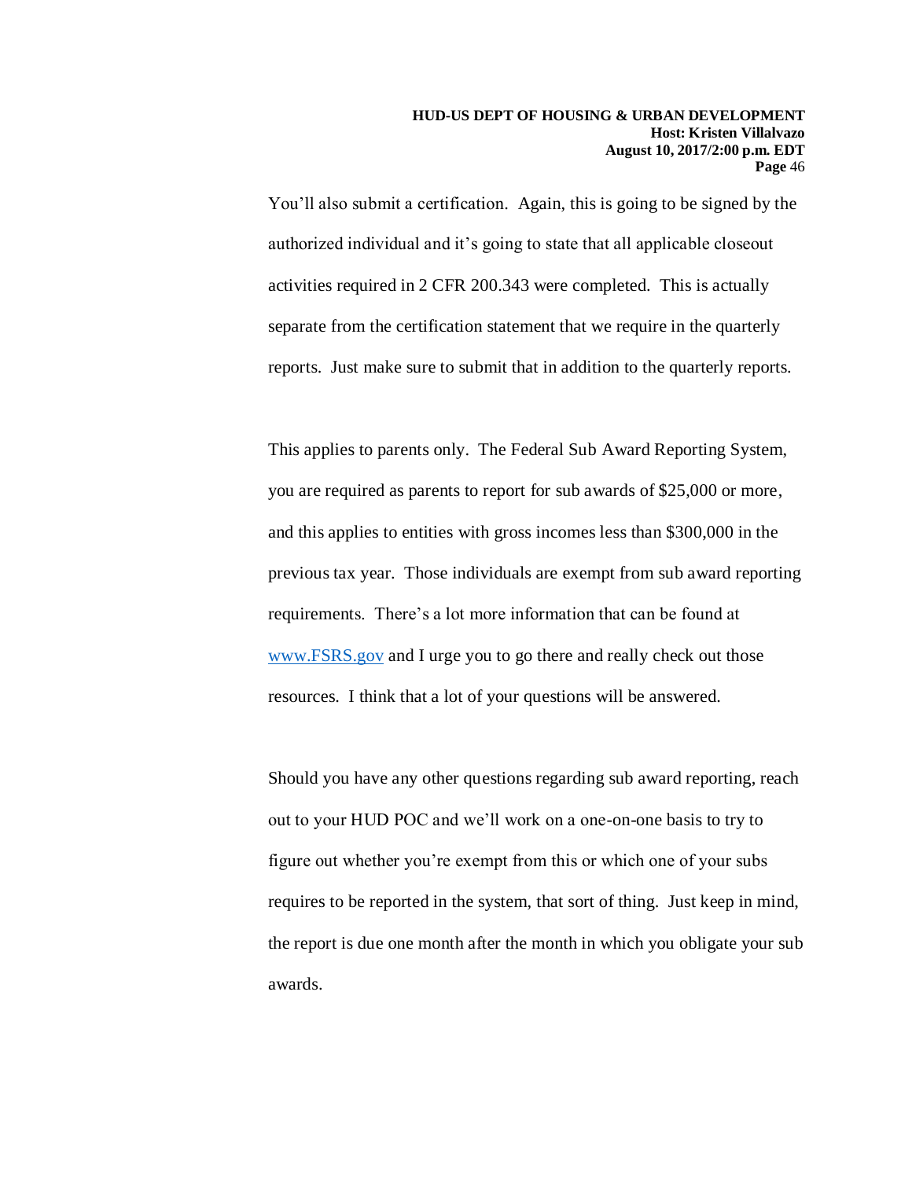You'll also submit a certification. Again, this is going to be signed by the authorized individual and it's going to state that all applicable closeout activities required in 2 CFR 200.343 were completed. This is actually separate from the certification statement that we require in the quarterly reports. Just make sure to submit that in addition to the quarterly reports.

This applies to parents only. The Federal Sub Award Reporting System, you are required as parents to report for sub awards of $25,000 or more, and this applies to entities with gross incomes less than $300,000 in the previous tax year. Those individuals are exempt from sub award reporting requirements. There's a lot more information that can be found at [www.FSRS.gov](http://www.FSRS.gov) and I urge you to go there and really check out those resources. I think that a lot of your questions will be answered.

Should you have any other questions regarding sub award reporting, reach out to your HUD POC and we'll work on a one-on-one basis to try to figure out whether you're exempt from this or which one of your subs requires to be reported in the system, that sort of thing. Just keep in mind, the report is due one month after the month in which you obligate your sub awards.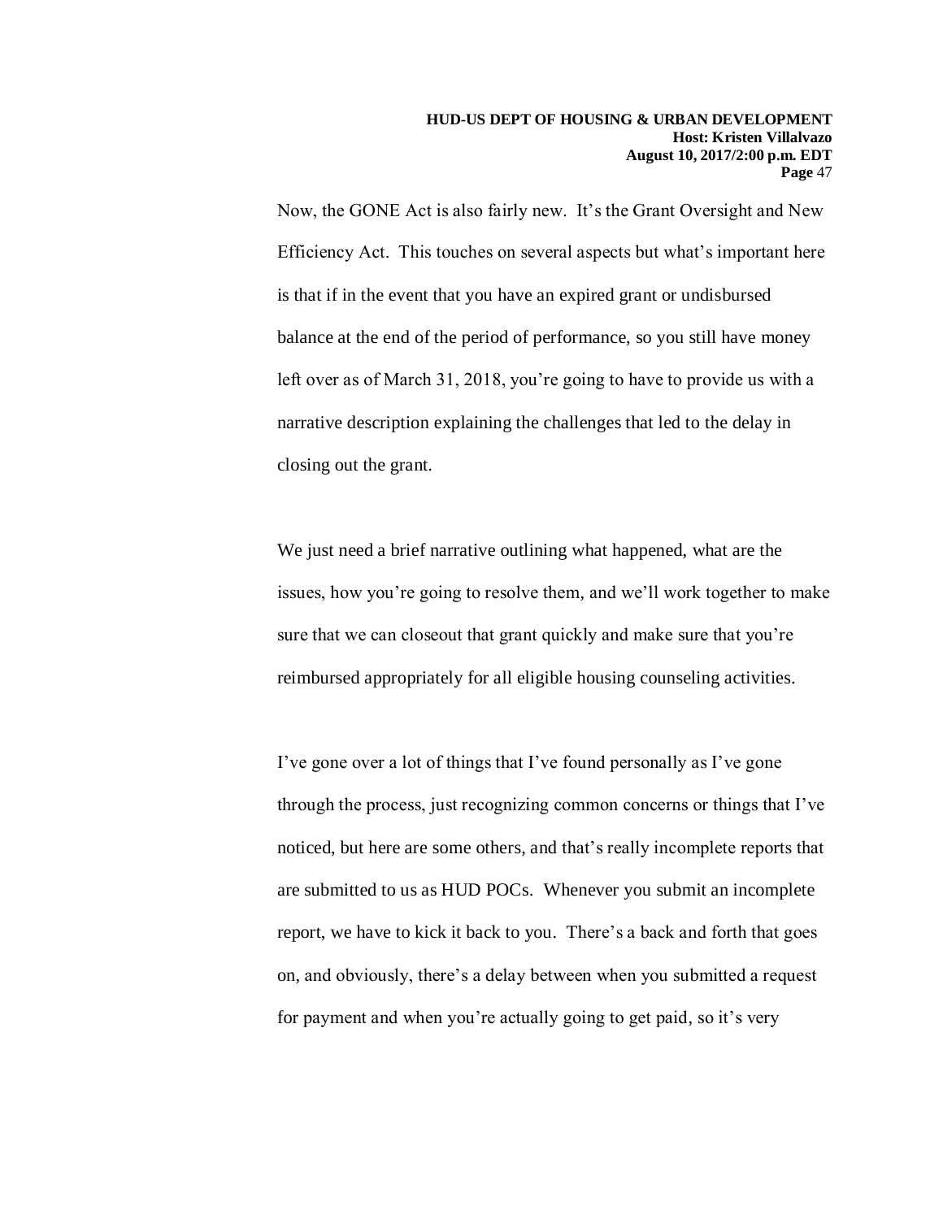Now, the GONE Act is also fairly new. It's the Grant Oversight and New Efficiency Act. This touches on several aspects but what's important here is that if in the event that you have an expired grant or undisbursed balance at the end of the period of performance, so you still have money left over as of March 31, 2018, you're going to have to provide us with a narrative description explaining the challenges that led to the delay in closing out the grant.

We just need a brief narrative outlining what happened, what are the issues, how you're going to resolve them, and we'll work together to make sure that we can closeout that grant quickly and make sure that you're reimbursed appropriately for all eligible housing counseling activities.

I've gone over a lot of things that I've found personally as I've gone through the process, just recognizing common concerns or things that I've noticed, but here are some others, and that's really incomplete reports that are submitted to us as HUD POCs. Whenever you submit an incomplete report, we have to kick it back to you. There's a back and forth that goes on, and obviously, there's a delay between when you submitted a request for payment and when you're actually going to get paid, so it's very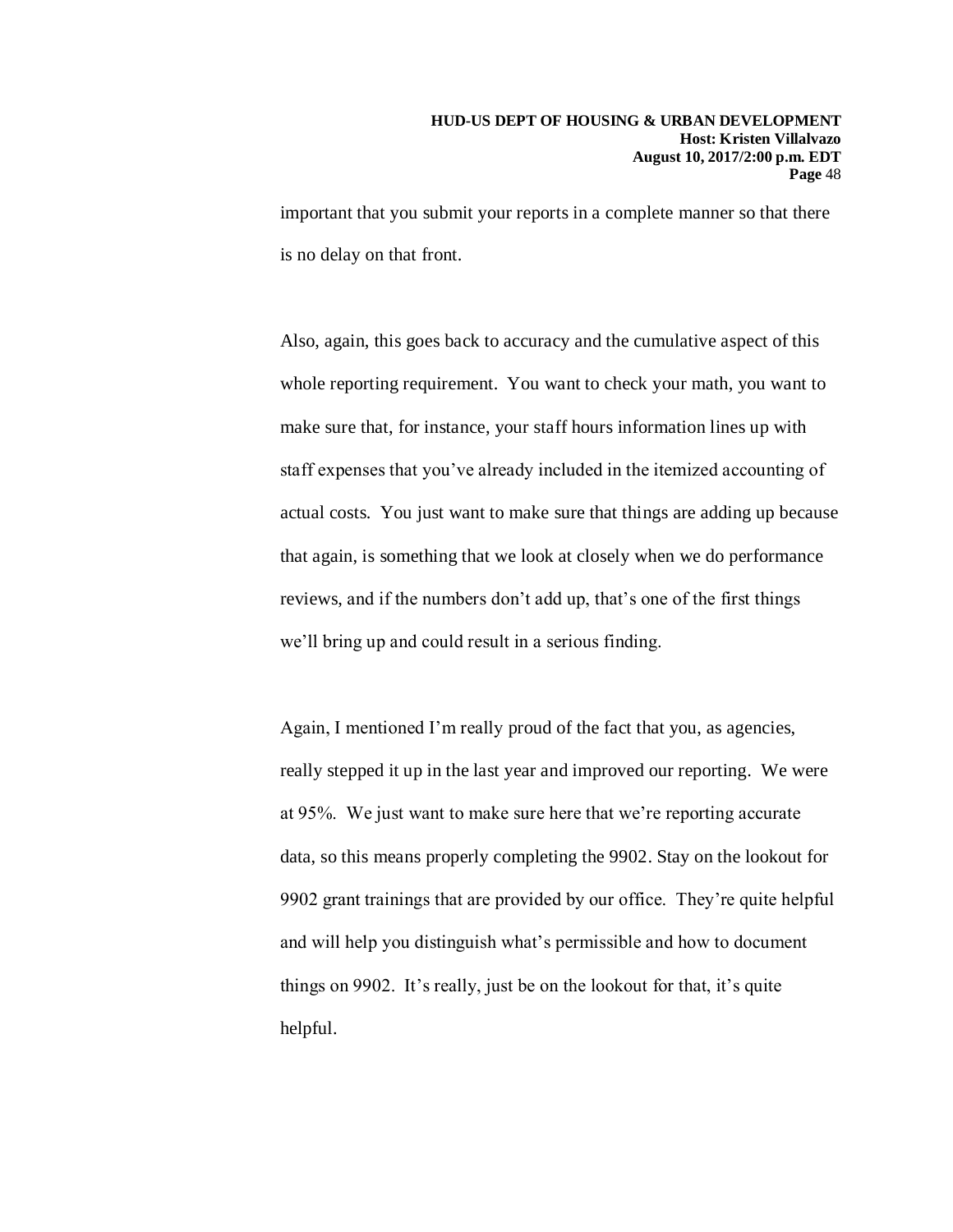important that you submit your reports in a complete manner so that there is no delay on that front.

Also, again, this goes back to accuracy and the cumulative aspect of this whole reporting requirement. You want to check your math, you want to make sure that, for instance, your staff hours information lines up with staff expenses that you've already included in the itemized accounting of actual costs. You just want to make sure that things are adding up because that again, is something that we look at closely when we do performance reviews, and if the numbers don't add up, that's one of the first things we'll bring up and could result in a serious finding.

Again, I mentioned I'm really proud of the fact that you, as agencies, really stepped it up in the last year and improved our reporting. We were at 95%. We just want to make sure here that we're reporting accurate data, so this means properly completing the 9902. Stay on the lookout for 9902 grant trainings that are provided by our office. They're quite helpful and will help you distinguish what's permissible and how to document things on 9902. It's really, just be on the lookout for that, it's quite helpful.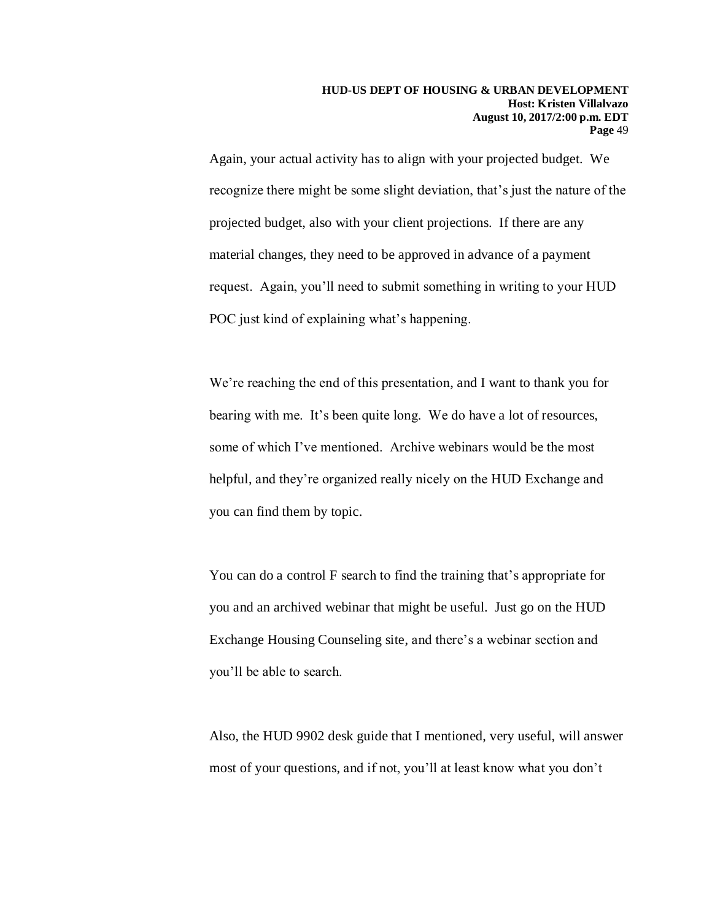Again, your actual activity has to align with your projected budget. We recognize there might be some slight deviation, that's just the nature of the projected budget, also with your client projections. If there are any material changes, they need to be approved in advance of a payment request. Again, you'll need to submit something in writing to your HUD POC just kind of explaining what's happening.

We're reaching the end of this presentation, and I want to thank you for bearing with me. It's been quite long. We do have a lot of resources, some of which I've mentioned. Archive webinars would be the most helpful, and they're organized really nicely on the HUD Exchange and you can find them by topic.

You can do a control F search to find the training that's appropriate for you and an archived webinar that might be useful. Just go on the HUD Exchange Housing Counseling site, and there's a webinar section and you'll be able to search.

Also, the HUD 9902 desk guide that I mentioned, very useful, will answer most of your questions, and if not, you'll at least know what you don't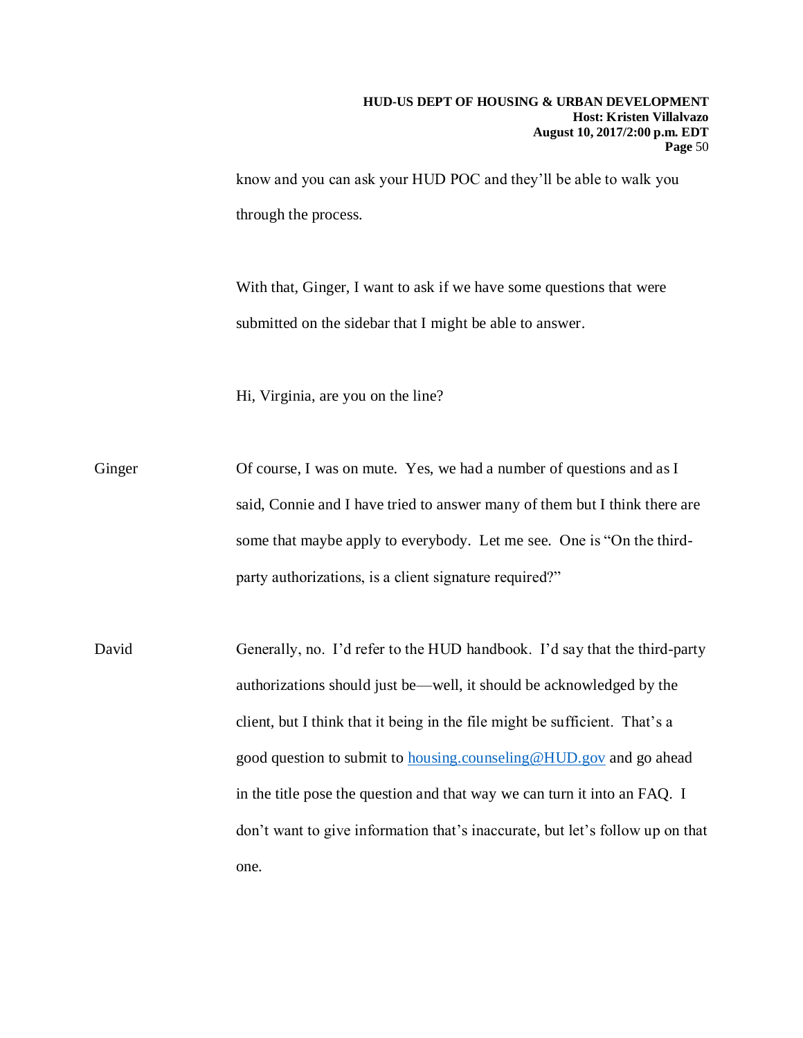know and you can ask your HUD POC and they'll be able to walk you through the process.

With that, Ginger, I want to ask if we have some questions that were submitted on the sidebar that I might be able to answer.

Hi, Virginia, are you on the line?

Ginger Of course, I was on mute. Yes, we had a number of questions and as I said, Connie and I have tried to answer many of them but I think there are some that maybe apply to everybody. Let me see. One is "On the third-party authorizations, is a client signature required?"

David Generally, no. I'd refer to the HUD handbook. I'd say that the third-party authorizations should just be—well, it should be acknowledged by the client, but I think that it being in the file might be sufficient. That's a good question to submit to housing.counseling@HUD.gov and go ahead in the title pose the question and that way we can turn it into an FAQ. I don't want to give information that's inaccurate, but let's follow up on that one.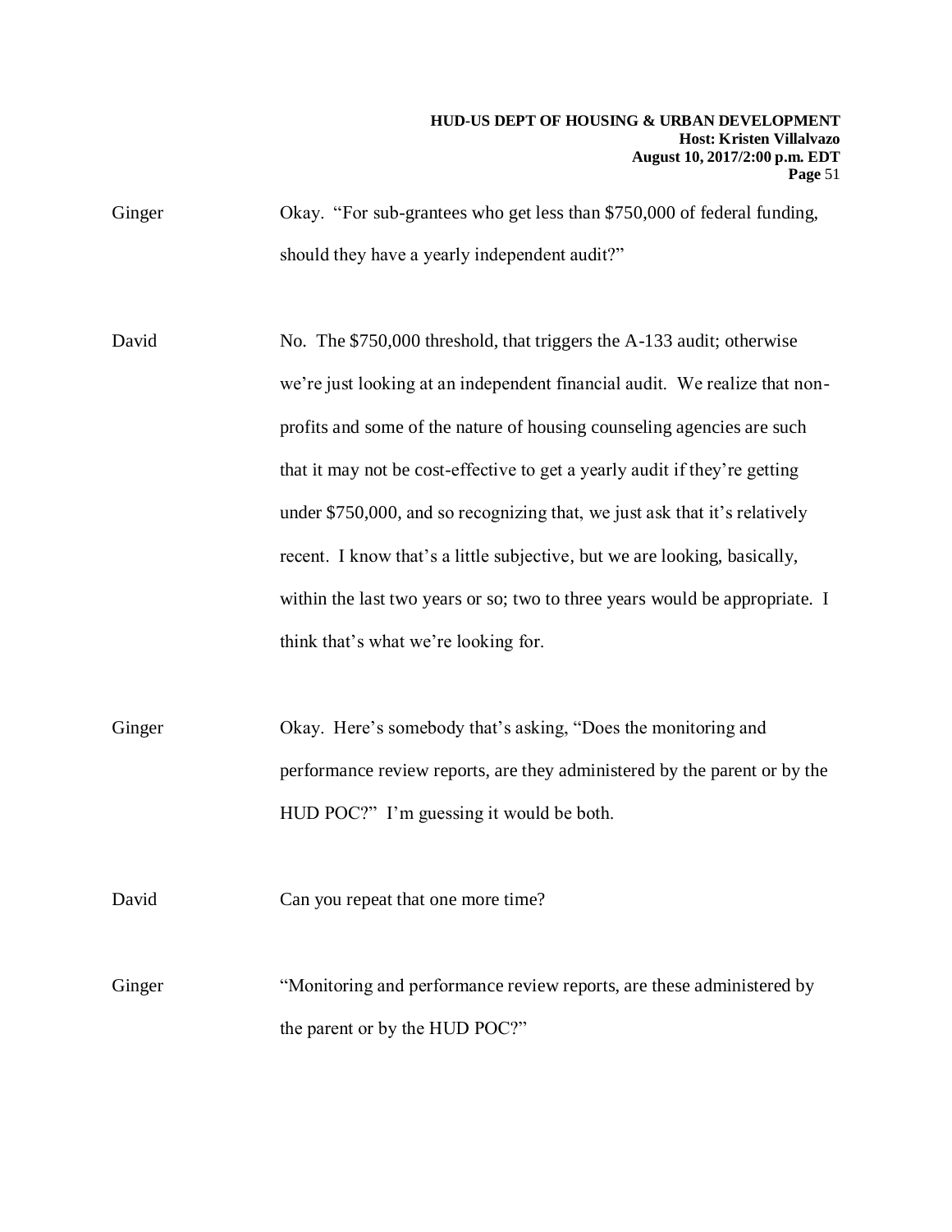Ginger Okay. "For sub-grantees who get less than $750,000 of federal funding, should they have a yearly independent audit?"

David No. The $750,000 threshold, that triggers the A-133 audit; otherwise we're just looking at an independent financial audit. We realize that non-profits and some of the nature of housing counseling agencies are such that it may not be cost-effective to get a yearly audit if they're getting under $750,000, and so recognizing that, we just ask that it's relatively recent. I know that's a little subjective, but we are looking, basically, within the last two years or so; two to three years would be appropriate. I think that's what we're looking for.

Ginger Okay. Here's somebody that's asking, "Does the monitoring and performance review reports, are they administered by the parent or by the HUD POC?" I'm guessing it would be both.

David Can you repeat that one more time?

Ginger "Monitoring and performance review reports, are these administered by the parent or by the HUD POC?"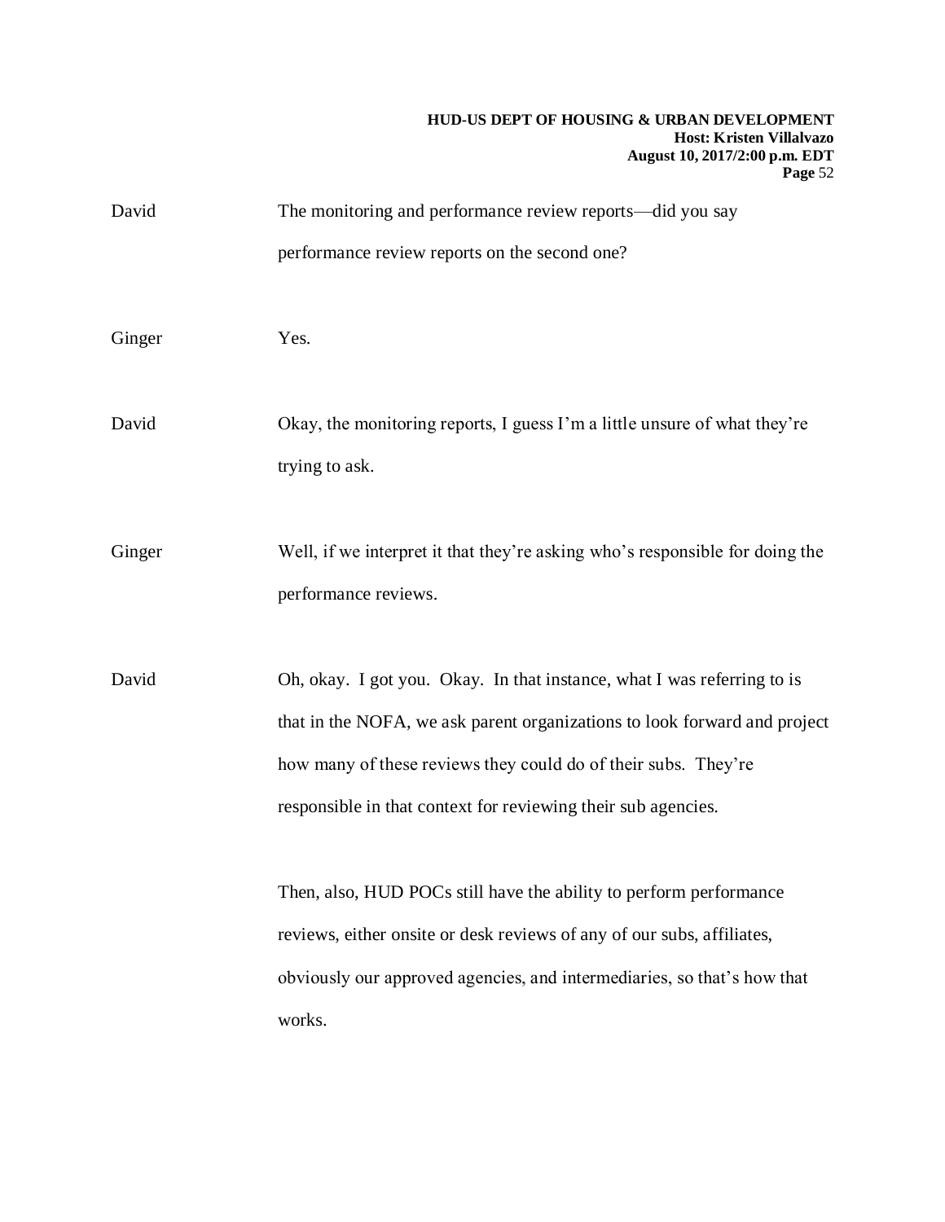David The monitoring and performance review reports—did you say performance review reports on the second one?

Ginger Yes.

David Okay, the monitoring reports, I guess I'm a little unsure of what they're trying to ask.

Ginger Well, if we interpret it that they're asking who's responsible for doing the performance reviews.

David Oh, okay. I got you. Okay. In that instance, what I was referring to is that in the NOFA, we ask parent organizations to look forward and project how many of these reviews they could do of their subs. They're responsible in that context for reviewing their sub agencies.

Then, also, HUD POCs still have the ability to perform performance reviews, either onsite or desk reviews of any of our subs, affiliates, obviously our approved agencies, and intermediaries, so that's how that works.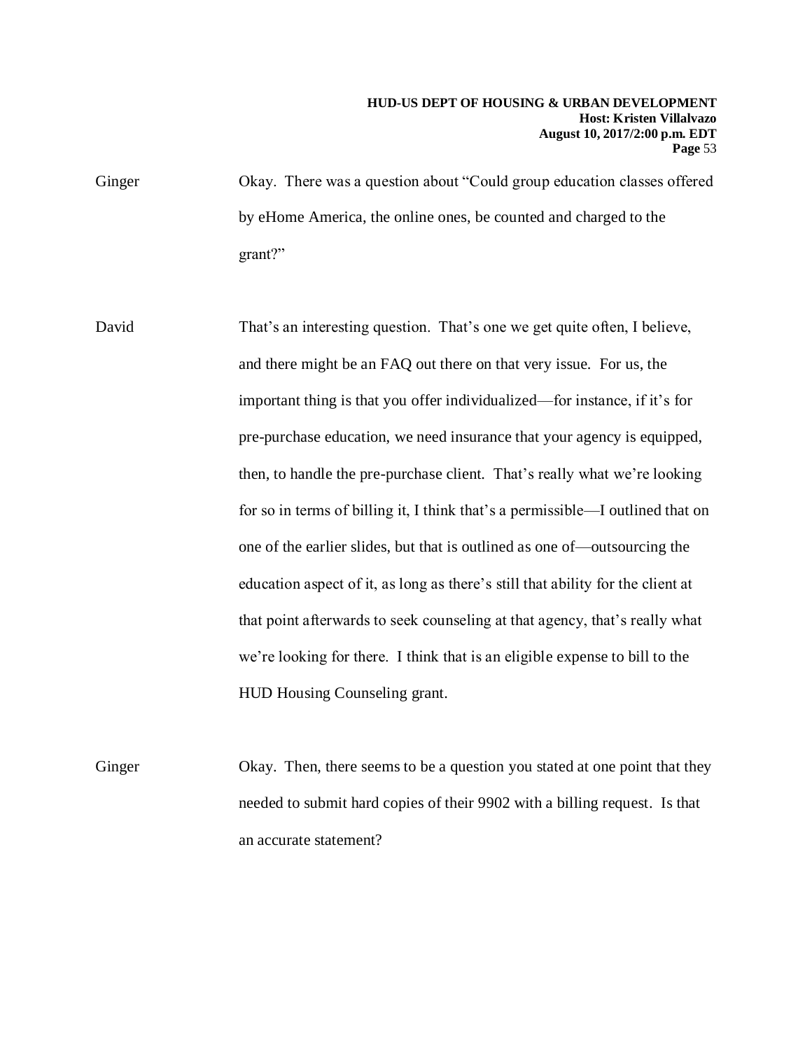Ginger Okay. There was a question about "Could group education classes offered by eHome America, the online ones, be counted and charged to the grant?"

David That's an interesting question. That's one we get quite often, I believe, and there might be an FAQ out there on that very issue. For us, the important thing is that you offer individualized—for instance, if it's for pre-purchase education, we need insurance that your agency is equipped, then, to handle the pre-purchase client. That's really what we're looking for so in terms of billing it, I think that's a permissible—I outlined that on one of the earlier slides, but that is outlined as one of—outsourcing the education aspect of it, as long as there's still that ability for the client at that point afterwards to seek counseling at that agency, that's really what we're looking for there. I think that is an eligible expense to bill to the HUD Housing Counseling grant.

Ginger Okay. Then, there seems to be a question you stated at one point that they needed to submit hard copies of their 9902 with a billing request. Is that an accurate statement?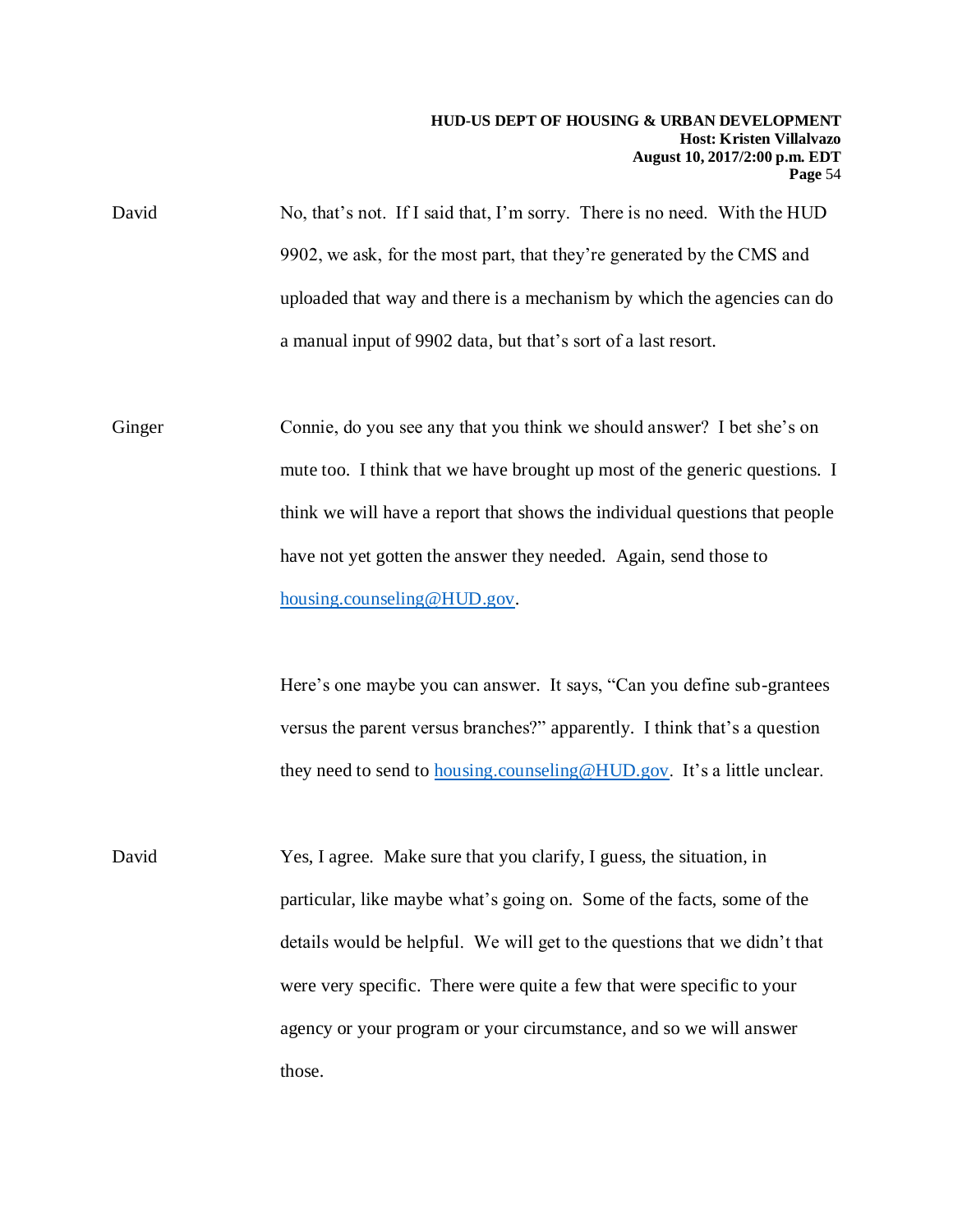David No, that's not. If I said that, I'm sorry. There is no need. With the HUD 9902, we ask, for the most part, that they're generated by the CMS and uploaded that way and there is a mechanism by which the agencies can do a manual input of 9902 data, but that's sort of a last resort.

Ginger Connie, do you see any that you think we should answer? I bet she's on mute too. I think that we have brought up most of the generic questions. I think we will have a report that shows the individual questions that people have not yet gotten the answer they needed. Again, send those to housing.counseling@HUD.gov.

Here's one maybe you can answer. It says, "Can you define sub-grantees versus the parent versus branches?" apparently. I think that's a question they need to send to housing.counseling@HUD.gov. It's a little unclear.

David Yes, I agree. Make sure that you clarify, I guess, the situation, in particular, like maybe what's going on. Some of the facts, some of the details would be helpful. We will get to the questions that we didn't that were very specific. There were quite a few that were specific to your agency or your program or your circumstance, and so we will answer those.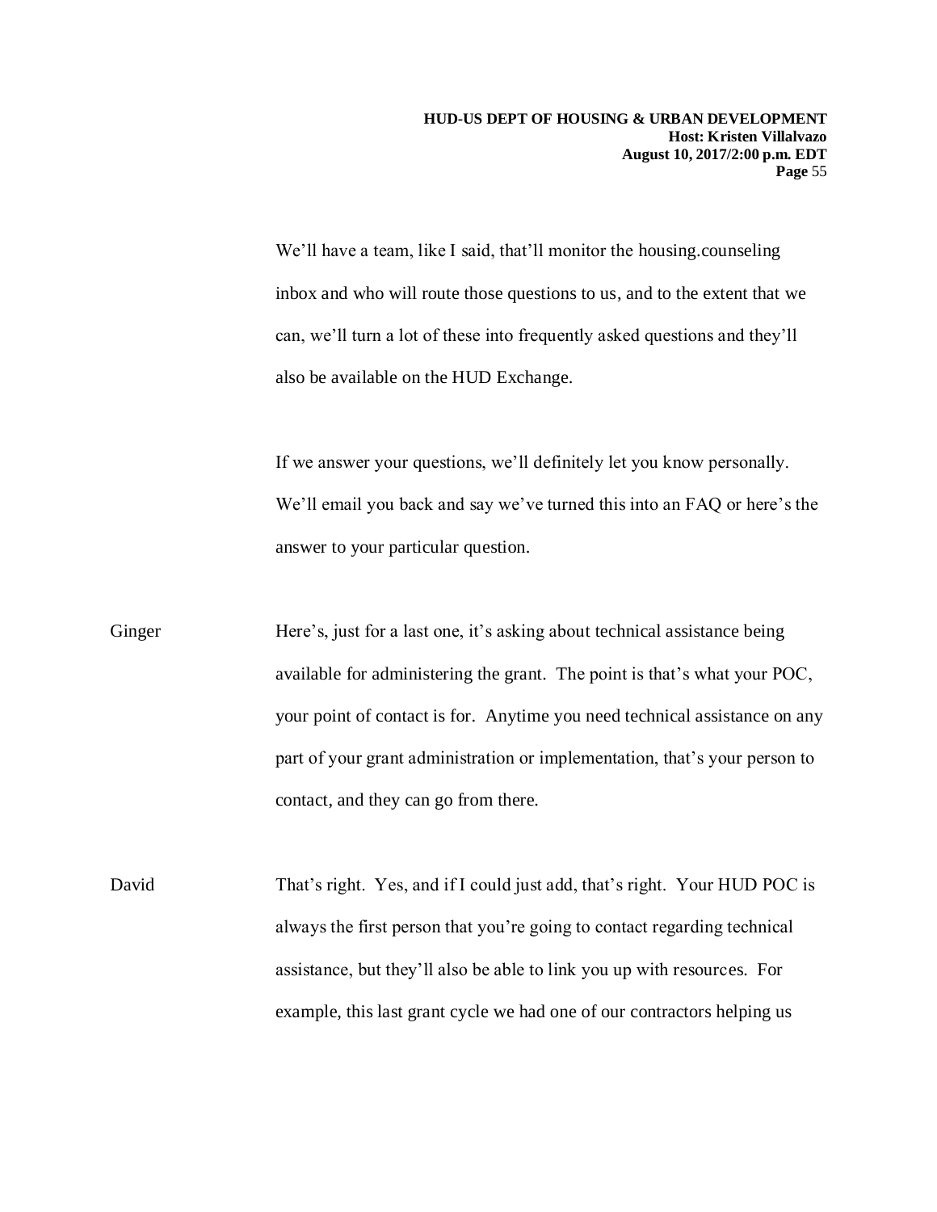We'll have a team, like I said, that'll monitor the housing.counseling inbox and who will route those questions to us, and to the extent that we can, we'll turn a lot of these into frequently asked questions and they'll also be available on the HUD Exchange.

If we answer your questions, we'll definitely let you know personally. We'll email you back and say we've turned this into an FAQ or here's the answer to your particular question.

Ginger Here's, just for a last one, it's asking about technical assistance being available for administering the grant. The point is that's what your POC, your point of contact is for. Anytime you need technical assistance on any part of your grant administration or implementation, that's your person to contact, and they can go from there.

David That's right. Yes, and if I could just add, that's right. Your HUD POC is always the first person that you're going to contact regarding technical assistance, but they'll also be able to link you up with resources. For example, this last grant cycle we had one of our contractors helping us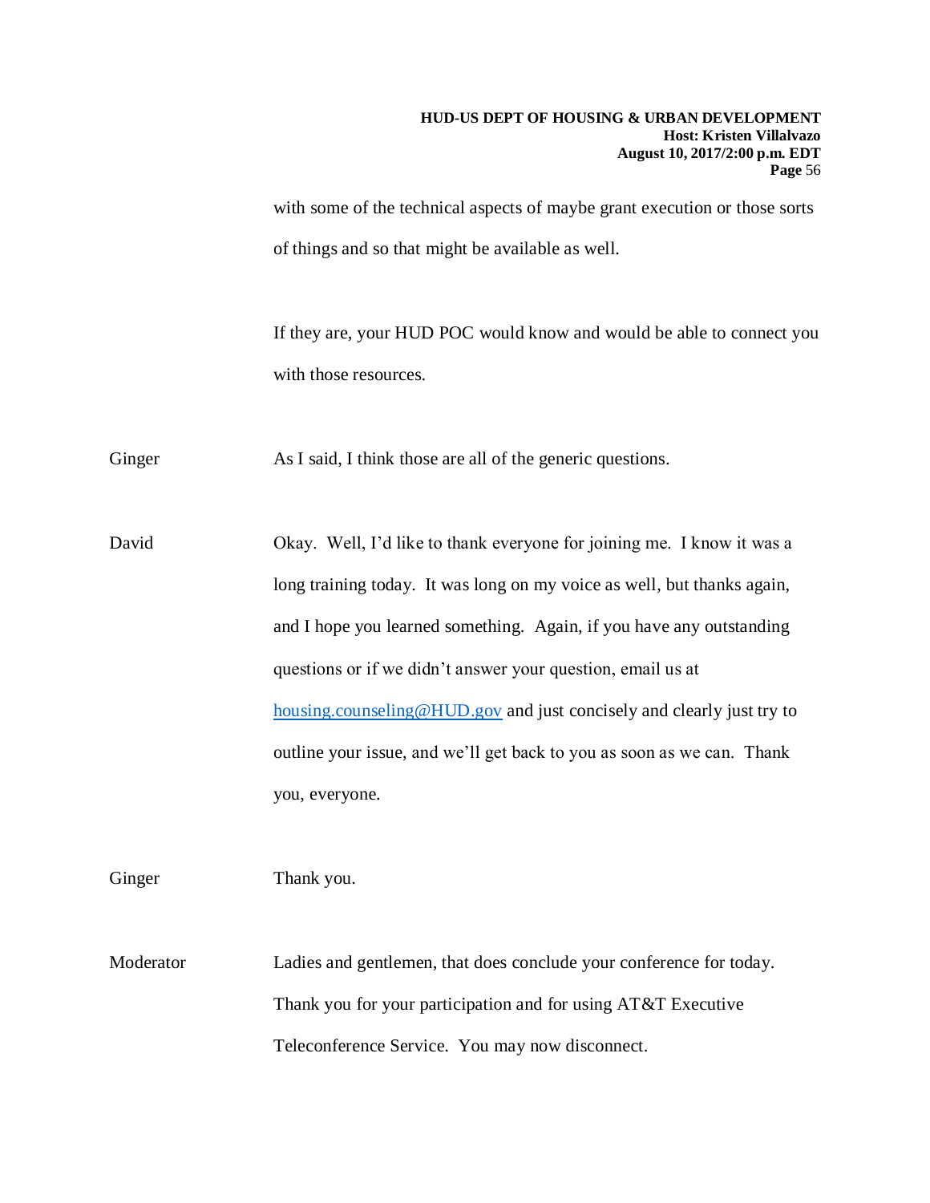with some of the technical aspects of maybe grant execution or those sorts of things and so that might be available as well.

If they are, your HUD POC would know and would be able to connect you with those resources.

Ginger As I said, I think those are all of the generic questions.

David Okay. Well, I'd like to thank everyone for joining me. I know it was a long training today. It was long on my voice as well, but thanks again, and I hope you learned something. Again, if you have any outstanding questions or if we didn't answer your question, email us at housing.counseling@HUD.gov and just concisely and clearly just try to outline your issue, and we'll get back to you as soon as we can. Thank you, everyone.

Ginger Thank you.

Moderator Ladies and gentlemen, that does conclude your conference for today. Thank you for your participation and for using AT&T Executive Teleconference Service. You may now disconnect.